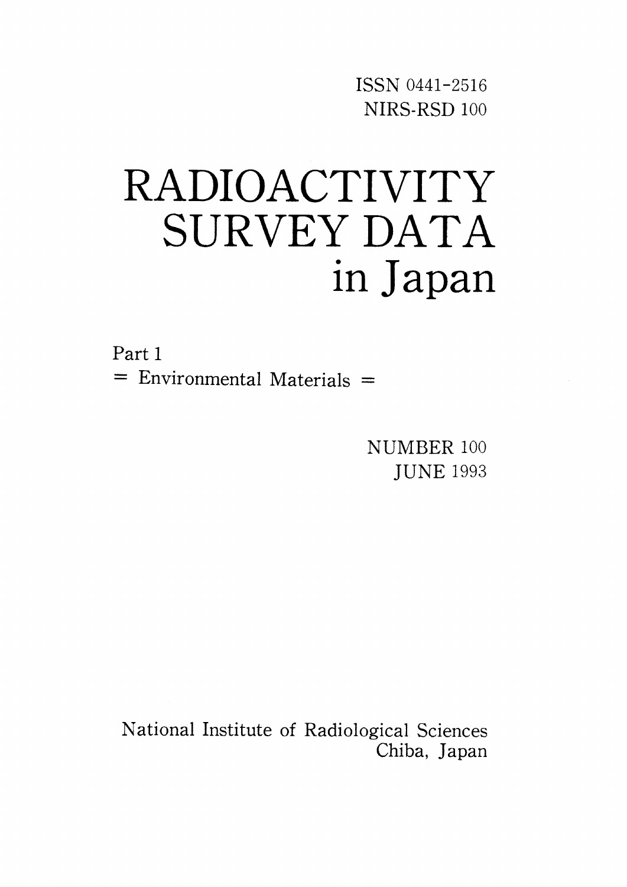ISSN 0441-2516
NIRS-RSD 100

# RADIOACTIVITY SURVEY DATA in Japan

Part 1
= Environmental Materials =

NUMBER 100
JUNE 1993

National Institute of Radiological Sciences
Chiba, Japan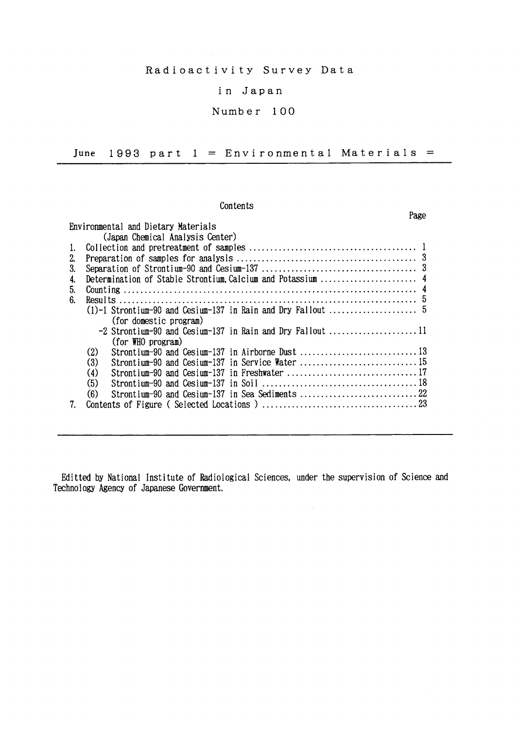# Radioactivity Survey Data in Japan

## Number 100

### June 1993 part 1 = Environmental Materials =

---

Contents

| | | Page |
|---|---|---|
| Environmental and Dietary Materials (Japan Chemical Analysis Center) | | |
| 1. | Collection and pretreatment of samples | 1 |
| 2. | Preparation of samples for analysis | 3 |
| 3. | Separation of Strontium-90 and Cesium-137 | 3 |
| 4. | Determination of Stable Strontium, Calcium and Potassium | 4 |
| 5. | Counting | 4 |
| 6. | Results | 5 |
| | (1)-1 Strontium-90 and Cesium-137 in Rain and Dry Fallout (for domestic program) | 5 |
| | -2 Strontium-90 and Cesium-137 in Rain and Dry Fallout (for WHO program) | 11 |
| | (2) Strontium-90 and Cesium-137 in Airborne Dust | 13 |
| | (3) Strontium-90 and Cesium-137 in Service Water | 15 |
| | (4) Strontium-90 and Cesium-137 in Freshwater | 17 |
| | (5) Strontium-90 and Cesium-137 in Soil | 18 |
| | (6) Strontium-90 and Cesium-137 in Sea Sediments | 22 |
| 7. | Contents of Figure ( Selected Locations ) | 23 |

---

Editted by National Institute of Radiological Sciences, under the supervision of Science and Technology Agency of Japanese Government.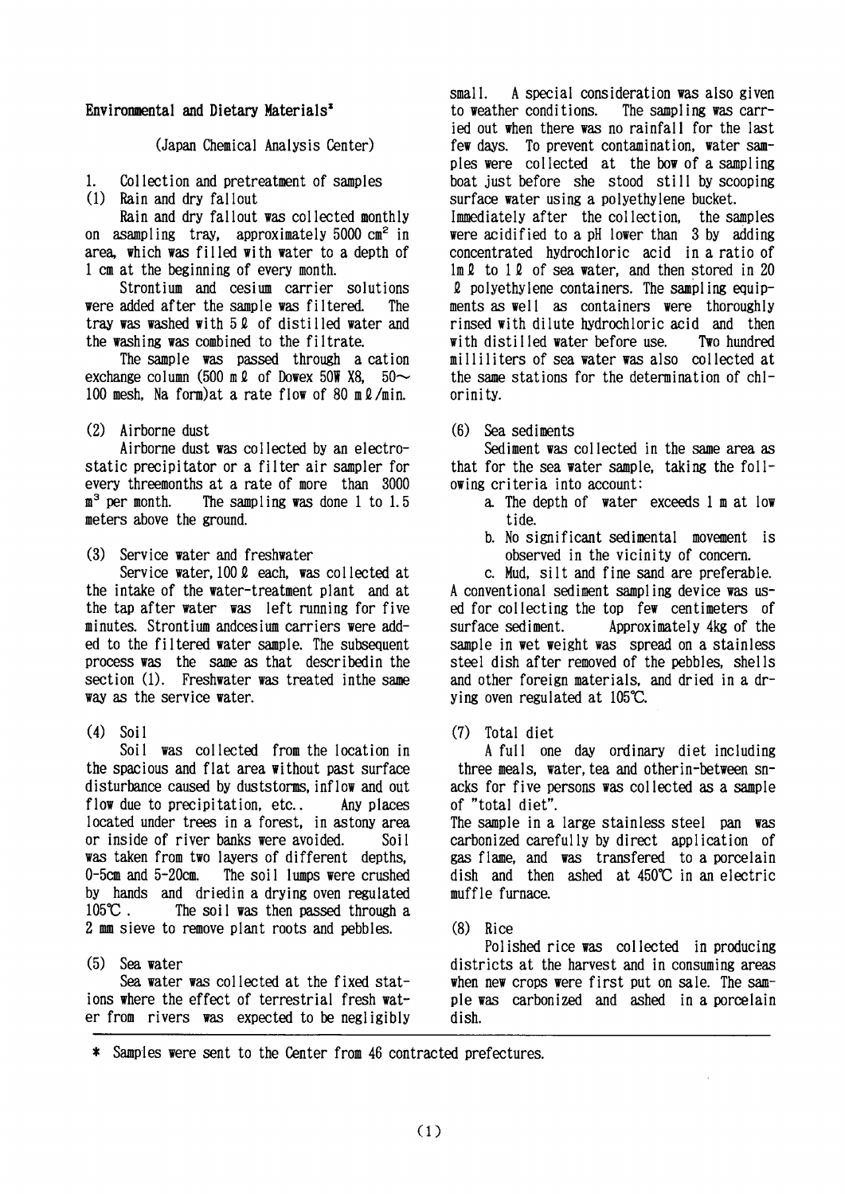## Environmental and Dietary Materials*

(Japan Chemical Analysis Center)

### 1. Collection and pretreatment of samples

#### (1) Rain and dry fallout

Rain and dry fallout was collected monthly on asampling tray, approximately 5000 $cm^2$ in area, which was filled with water to a depth of 1 cm at the beginning of every month.

Strontium and cesium carrier solutions were added after the sample was filtered. The tray was washed with 5 ℓ of distilled water and the washing was combined to the filtrate.

The sample was passed through a cation exchange column (500 mℓ of Dowex 50W X8, 50~100 mesh, Na form)at a rate flow of 80 mℓ/min.

#### (2) Airborne dust

Airborne dust was collected by an electrostatic precipitator or a filter air sampler for every threemonths at a rate of more than 3000 $m^3$ per month. The sampling was done 1 to 1.5 meters above the ground.

#### (3) Service water and freshwater

Service water, 100 ℓ each, was collected at the intake of the water-treatment plant and at the tap after water was left running for five minutes. Strontium andcesium carriers were added to the filtered water sample. The subsequent process was the same as that describedin the section (1). Freshwater was treated inthe same way as the service water.

#### (4) Soil

Soil was collected from the location in the spacious and flat area without past surface disturbance caused by duststorms, inflow and out flow due to precipitation, etc.. Any places located under trees in a forest, in astony area or inside of river banks were avoided. Soil was taken from two layers of different depths, 0-5cm and 5-20cm. The soil lumps were crushed by hands and driedin a drying oven regulated 105℃ . The soil was then passed through a 2 mm sieve to remove plant roots and pebbles.

#### (5) Sea water

Sea water was collected at the fixed stations where the effect of terrestrial fresh water from rivers was expected to be negligibly small. A special consideration was also given to weather conditions. The sampling was carried out when there was no rainfall for the last few days. To prevent contamination, water samples were collected at the bow of a sampling boat just before she stood still by scooping surface water using a polyethylene bucket. Immediately after the collection, the samples were acidified to a pH lower than 3 by adding concentrated hydrochloric acid in a ratio of 1mℓ to 1ℓ of sea water, and then stored in 20 ℓ polyethylene containers. The sampling equipments as well as containers were thoroughly rinsed with dilute hydrochloric acid and then with distilled water before use. Two hundred milliliters of sea water was also collected at the same stations for the determination of chlorinity.

#### (6) Sea sediments

Sediment was collected in the same area as that for the sea water sample, taking the following criteria into account:

a. The depth of water exceeds 1 m at low tide.

b. No significant sedimental movement is observed in the vicinity of concern.

c. Mud, silt and fine sand are preferable.

A conventional sediment sampling device was used for collecting the top few centimeters of surface sediment. Approximately 4kg of the sample in wet weight was spread on a stainless steel dish after removed of the pebbles, shells and other foreign materials, and dried in a drying oven regulated at 105℃.

#### (7) Total diet

A full one day ordinary diet including three meals, water, tea and otherin-between snacks for five persons was collected as a sample of "total diet".

The sample in a large stainless steel pan was carbonized carefully by direct application of gas flame, and was transfered to a porcelain dish and then ashed at 450℃ in an electric muffle furnace.

#### (8) Rice

Polished rice was collected in producing districts at the harvest and in consuming areas when new crops were first put on sale. The sample was carbonized and ashed in a porcelain dish.

---

* Samples were sent to the Center from 46 contracted prefectures.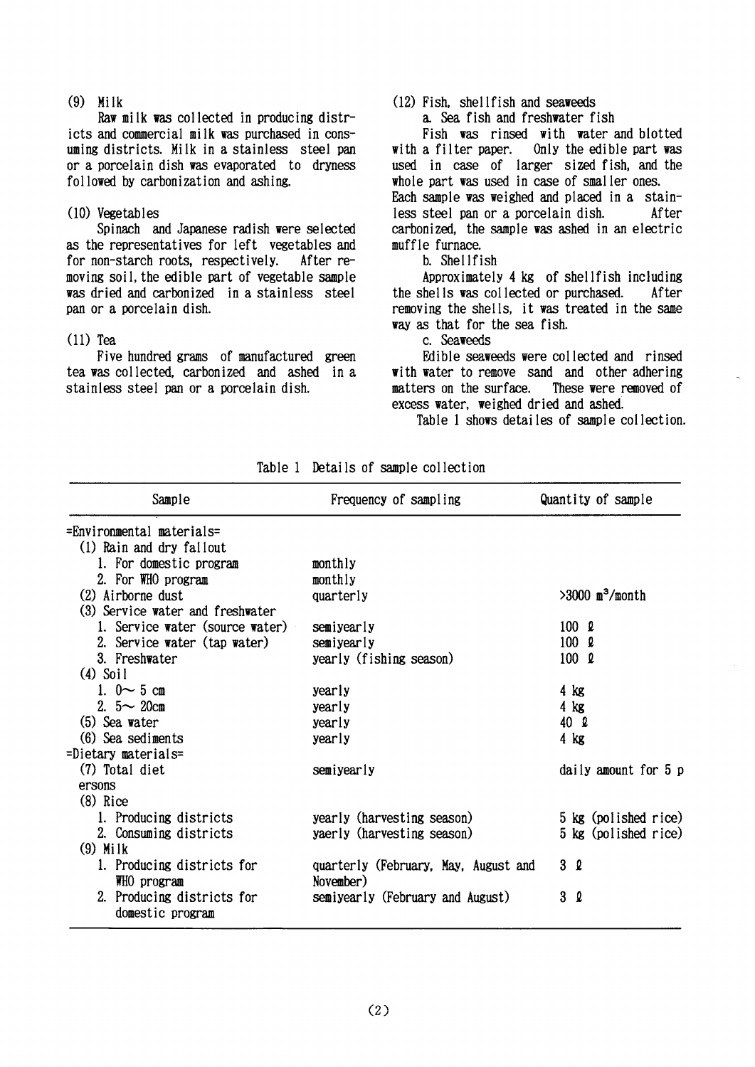(9) Milk

Raw milk was collected in producing districts and commercial milk was purchased in consuming districts. Milk in a stainless steel pan or a porcelain dish was evaporated to dryness followed by carbonization and ashing.

(10) Vegetables

Spinach and Japanese radish were selected as the representatives for left vegetables and for non-starch roots, respectively. After removing soil, the edible part of vegetable sample was dried and carbonized in a stainless steel pan or a porcelain dish.

(11) Tea

Five hundred grams of manufactured green tea was collected, carbonized and ashed in a stainless steel pan or a porcelain dish.

(12) Fish, shellfish and seaweeds

a. Sea fish and freshwater fish

Fish was rinsed with water and blotted with a filter paper. Only the edible part was used in case of larger sized fish, and the whole part was used in case of smaller ones. Each sample was weighed and placed in a stainless steel pan or a porcelain dish. After carbonized, the sample was ashed in an electric muffle furnace.

b. Shellfish

Approximately 4 kg of shellfish including the shells was collected or purchased. After removing the shells, it was treated in the same way as that for the sea fish.

c. Seaweeds

Edible seaweeds were collected and rinsed with water to remove sand and other adhering matters on the surface. These were removed of excess water, weighed dried and ashed.

Table 1 shows detailes of sample collection.

Table 1 Details of sample collection

| Sample | Frequency of sampling | Quantity of sample |
|---|---|---|
| =Environmental materials= | | |
| (1) Rain and dry fallout | | |
| 1. For domestic program | monthly | |
| 2. For WHO program | monthly | |
| (2) Airborne dust | quarterly | >3000 $m^3$/month |
| (3) Service water and freshwater | | |
| 1. Service water (source water) | semiyearly | 100 ℓ |
| 2. Service water (tap water) | semiyearly | 100 ℓ |
| 3. Freshwater | yearly (fishing season) | 100 ℓ |
| (4) Soil | | |
| 1. 0～5 cm | yearly | 4 kg |
| 2. 5～20cm | yearly | 4 kg |
| (5) Sea water | yearly | 40 ℓ |
| (6) Sea sediments | yearly | 4 kg |
| =Dietary materials= | | |
| (7) Total diet | semiyearly | daily amount for 5 persons |
| (8) Rice | | |
| 1. Producing districts | yearly (harvesting season) | 5 kg (polished rice) |
| 2. Consuming districts | yaerly (harvesting season) | 5 kg (polished rice) |
| (9) Milk | | |
| 1. Producing districts for WHO program | quarterly (February, May, August and November) | 3 ℓ |
| 2. Producing districts for domestic program | semiyearly (February and August) | 3 ℓ |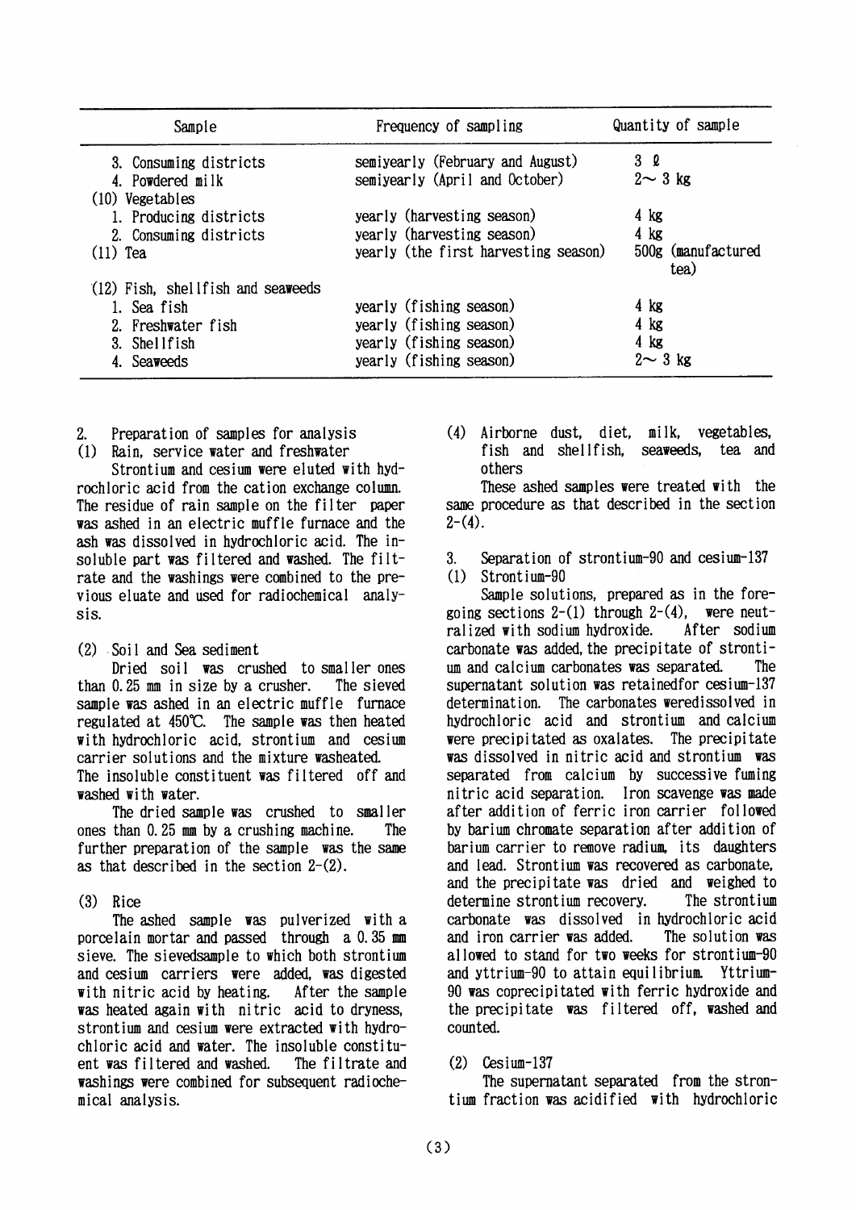| Sample | Frequency of sampling | Quantity of sample |
|---|---|---|
| 3. Consuming districts | semiyearly (February and August) | 3 ℓ |
| 4. Powdered milk | semiyearly (April and October) | 2～ 3 kg |
| (10) Vegetables | | |
| 1. Producing districts | yearly (harvesting season) | 4 kg |
| 2. Consuming districts | yearly (harvesting season) | 4 kg |
| (11) Tea | yearly (the first harvesting season) | 500g (manufactured tea) |
| (12) Fish, shellfish and seaweeds | | |
| 1. Sea fish | yearly (fishing season) | 4 kg |
| 2. Freshwater fish | yearly (fishing season) | 4 kg |
| 3. Shellfish | yearly (fishing season) | 4 kg |
| 4. Seaweeds | yearly (fishing season) | 2～ 3 kg |

## 2. Preparation of samples for analysis

### (1) Rain, service water and freshwater

Strontium and cesium were eluted with hydrochloric acid from the cation exchange column. The residue of rain sample on the filter paper was ashed in an electric muffle furnace and the ash was dissolved in hydrochloric acid. The insoluble part was filtered and washed. The filtrate and the washings were combined to the previous eluate and used for radiochemical analysis.

### (2) Soil and Sea sediment

Dried soil was crushed to smaller ones than 0.25 mm in size by a crusher. The sieved sample was ashed in an electric muffle furnace regulated at 450℃. The sample was then heated with hydrochloric acid, strontium and cesium carrier solutions and the mixture washeated. The insoluble constituent was filtered off and washed with water.

The dried sample was crushed to smaller ones than 0.25 mm by a crushing machine. The further preparation of the sample was the same as that described in the section 2-(2).

### (3) Rice

The ashed sample was pulverized with a porcelain mortar and passed through a 0.35 mm sieve. The sievedsample to which both strontium and cesium carriers were added, was digested with nitric acid by heating. After the sample was heated again with nitric acid to dryness, strontium and cesium were extracted with hydrochloric acid and water. The insoluble constituent was filtered and washed. The filtrate and washings were combined for subsequent radiochemical analysis.

### (4) Airborne dust, diet, milk, vegetables, fish and shellfish, seaweeds, tea and others

These ashed samples were treated with the same procedure as that described in the section 2-(4).

## 3. Separation of strontium-90 and cesium-137

### (1) Strontium-90

Sample solutions, prepared as in the foregoing sections 2-(1) through 2-(4), were neutralized with sodium hydroxide. After sodium carbonate was added, the precipitate of strontium and calcium carbonates was separated. The supernatant solution was retainedfor cesium-137 determination. The carbonates weredissolved in hydrochloric acid and strontium and calcium were precipitated as oxalates. The precipitate was dissolved in nitric acid and strontium was separated from calcium by successive fuming nitric acid separation. Iron scavenge was made after addition of ferric iron carrier followed by barium chromate separation after addition of barium carrier to remove radium, its daughters and lead. Strontium was recovered as carbonate, and the precipitate was dried and weighed to determine strontium recovery. The strontium carbonate was dissolved in hydrochloric acid and iron carrier was added. The solution was allowed to stand for two weeks for strontium-90 and yttrium-90 to attain equilibrium. Yttrium-90 was coprecipitated with ferric hydroxide and the precipitate was filtered off, washed and counted.

### (2) Cesium-137

The supernatant separated from the strontium fraction was acidified with hydrochloric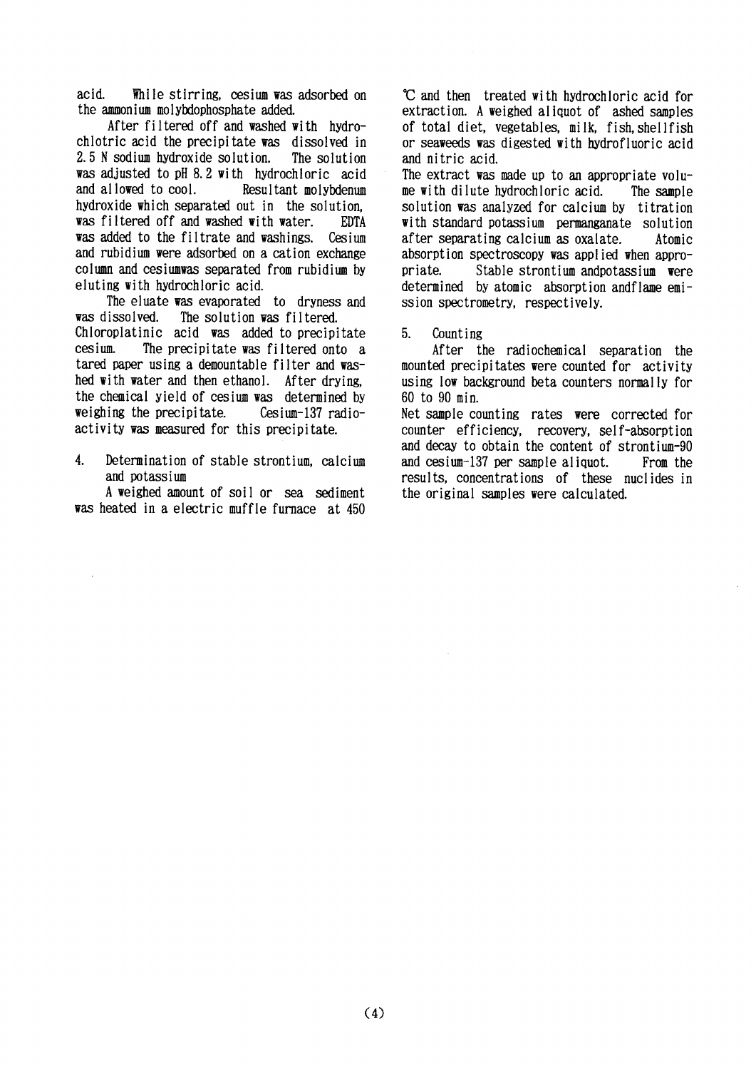acid. While stirring, cesium was adsorbed on the ammonium molybdophosphate added.

After filtered off and washed with hydrochlotric acid the precipitate was dissolved in 2.5 N sodium hydroxide solution. The solution was adjusted to pH 8.2 with hydrochloric acid and allowed to cool. Resultant molybdenum hydroxide which separated out in the solution, was filtered off and washed with water. EDTA was added to the filtrate and washings. Cesium and rubidium were adsorbed on a cation exchange column and cesiumwas separated from rubidium by eluting with hydrochloric acid.

The eluate was evaporated to dryness and was dissolved. The solution was filtered. Chloroplatinic acid was added to precipitate cesium. The precipitate was filtered onto a tared paper using a demountable filter and washed with water and then ethanol. After drying, the chemical yield of cesium was determined by weighing the precipitate. Cesium-137 radioactivity was measured for this precipitate.

4. Determination of stable strontium, calcium and potassium

A weighed amount of soil or sea sediment was heated in a electric muffle furnace at 450 ℃ and then treated with hydrochloric acid for extraction. A weighed aliquot of ashed samples of total diet, vegetables, milk, fish, shellfish or seaweeds was digested with hydrofluoric acid and nitric acid.

The extract was made up to an appropriate volume with dilute hydrochloric acid. The sample solution was analyzed for calcium by titration with standard potassium permanganate solution after separating calcium as oxalate. Atomic absorption spectroscopy was applied when appropriate. Stable strontium andpotassium were determined by atomic absorption andflame emission spectrometry, respectively.

5. Counting

After the radiochemical separation the mounted precipitates were counted for activity using low background beta counters normally for 60 to 90 min.

Net sample counting rates were corrected for counter efficiency, recovery, self-absorption and decay to obtain the content of strontium-90 and cesium-137 per sample aliquot. From the results, concentrations of these nuclides in the original samples were calculated.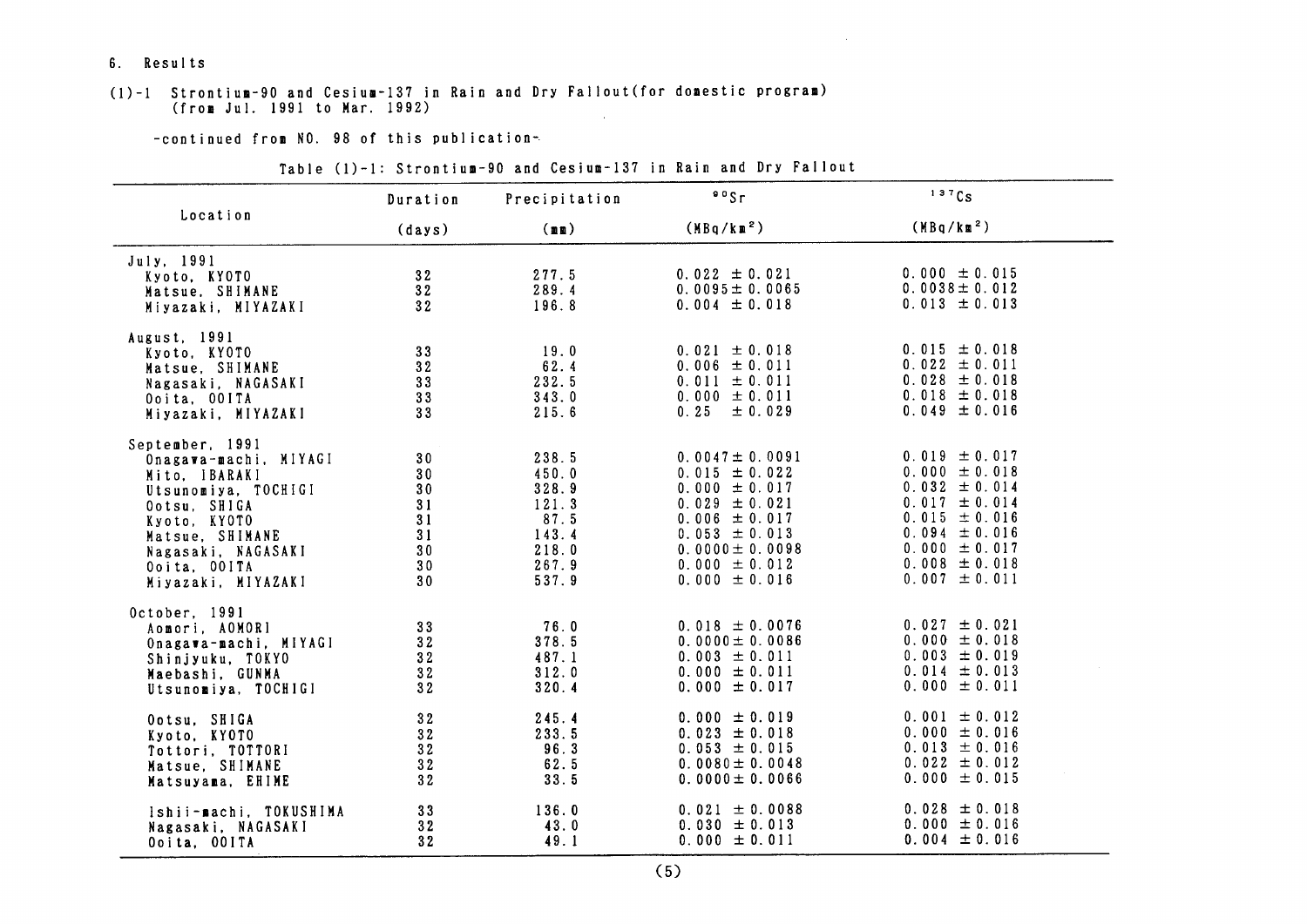## 6. Results

### (1)-1 Strontium-90 and Cesium-137 in Rain and Dry Fallout(for domestic program) (from Jul. 1991 to Mar. 1992)

-continued from NO. 98 of this publication-

Table (1)-1: Strontium-90 and Cesium-137 in Rain and Dry Fallout

| Location | Duration (days) | Precipitation (mm) | $^{90}Sr$ (MBq/km$^2$) | $^{137}Cs$ (MBq/km$^2$) |
|---|---|---|---|---|
| July, 1991 | | | | |
| Kyoto, KYOTO | 32 | 277.5 | 0.022 ± 0.021 | 0.000 ± 0.015 |
| Matsue, SHIMANE | 32 | 289.4 | 0.0095 ± 0.0065 | 0.0038 ± 0.012 |
| Miyazaki, MIYAZAKI | 32 | 196.8 | 0.004 ± 0.018 | 0.013 ± 0.013 |
| August, 1991 | | | | |
| Kyoto, KYOTO | 33 | 19.0 | 0.021 ± 0.018 | 0.015 ± 0.018 |
| Matsue, SHIMANE | 32 | 62.4 | 0.006 ± 0.011 | 0.022 ± 0.011 |
| Nagasaki, NAGASAKI | 33 | 232.5 | 0.011 ± 0.011 | 0.028 ± 0.018 |
| Ooita, OOITA | 33 | 343.0 | 0.000 ± 0.011 | 0.018 ± 0.018 |
| Miyazaki, MIYAZAKI | 33 | 215.6 | 0.25 ± 0.029 | 0.049 ± 0.016 |
| September, 1991 | | | | |
| Onagawa-machi, MIYAGI | 30 | 238.5 | 0.0047 ± 0.0091 | 0.019 ± 0.017 |
| Mito, IBARAKI | 30 | 450.0 | 0.015 ± 0.022 | 0.000 ± 0.018 |
| Utsunomiya, TOCHIGI | 30 | 328.9 | 0.000 ± 0.017 | 0.032 ± 0.014 |
| Ootsu, SHIGA | 31 | 121.3 | 0.029 ± 0.021 | 0.017 ± 0.014 |
| Kyoto, KYOTO | 31 | 87.5 | 0.006 ± 0.017 | 0.015 ± 0.016 |
| Matsue, SHIMANE | 31 | 143.4 | 0.053 ± 0.013 | 0.094 ± 0.016 |
| Nagasaki, NAGASAKI | 30 | 218.0 | 0.0000 ± 0.0098 | 0.000 ± 0.017 |
| Ooita, OOITA | 30 | 267.9 | 0.000 ± 0.012 | 0.008 ± 0.018 |
| Miyazaki, MIYAZAKI | 30 | 537.9 | 0.000 ± 0.016 | 0.007 ± 0.011 |
| October, 1991 | | | | |
| Aomori, AOMORI | 33 | 76.0 | 0.018 ± 0.0076 | 0.027 ± 0.021 |
| Onagawa-machi, MIYAGI | 32 | 378.5 | 0.0000 ± 0.0086 | 0.000 ± 0.018 |
| Shinjyuku, TOKYO | 32 | 487.1 | 0.003 ± 0.011 | 0.003 ± 0.019 |
| Maebashi, GUNMA | 32 | 312.0 | 0.000 ± 0.011 | 0.014 ± 0.013 |
| Utsunomiya, TOCHIGI | 32 | 320.4 | 0.000 ± 0.017 | 0.000 ± 0.011 |
| Ootsu, SHIGA | 32 | 245.4 | 0.000 ± 0.019 | 0.001 ± 0.012 |
| Kyoto, KYOTO | 32 | 233.5 | 0.023 ± 0.018 | 0.000 ± 0.016 |
| Tottori, TOTTORI | 32 | 96.3 | 0.053 ± 0.015 | 0.013 ± 0.016 |
| Matsue, SHIMANE | 32 | 62.5 | 0.0080 ± 0.0048 | 0.022 ± 0.012 |
| Matsuyama, EHIME | 32 | 33.5 | 0.0000 ± 0.0066 | 0.000 ± 0.015 |
| Ishii-machi, TOKUSHIMA | 33 | 136.0 | 0.021 ± 0.0088 | 0.028 ± 0.018 |
| Nagasaki, NAGASAKI | 32 | 43.0 | 0.030 ± 0.013 | 0.000 ± 0.016 |
| Ooita, OOITA | 32 | 49.1 | 0.000 ± 0.011 | 0.004 ± 0.016 |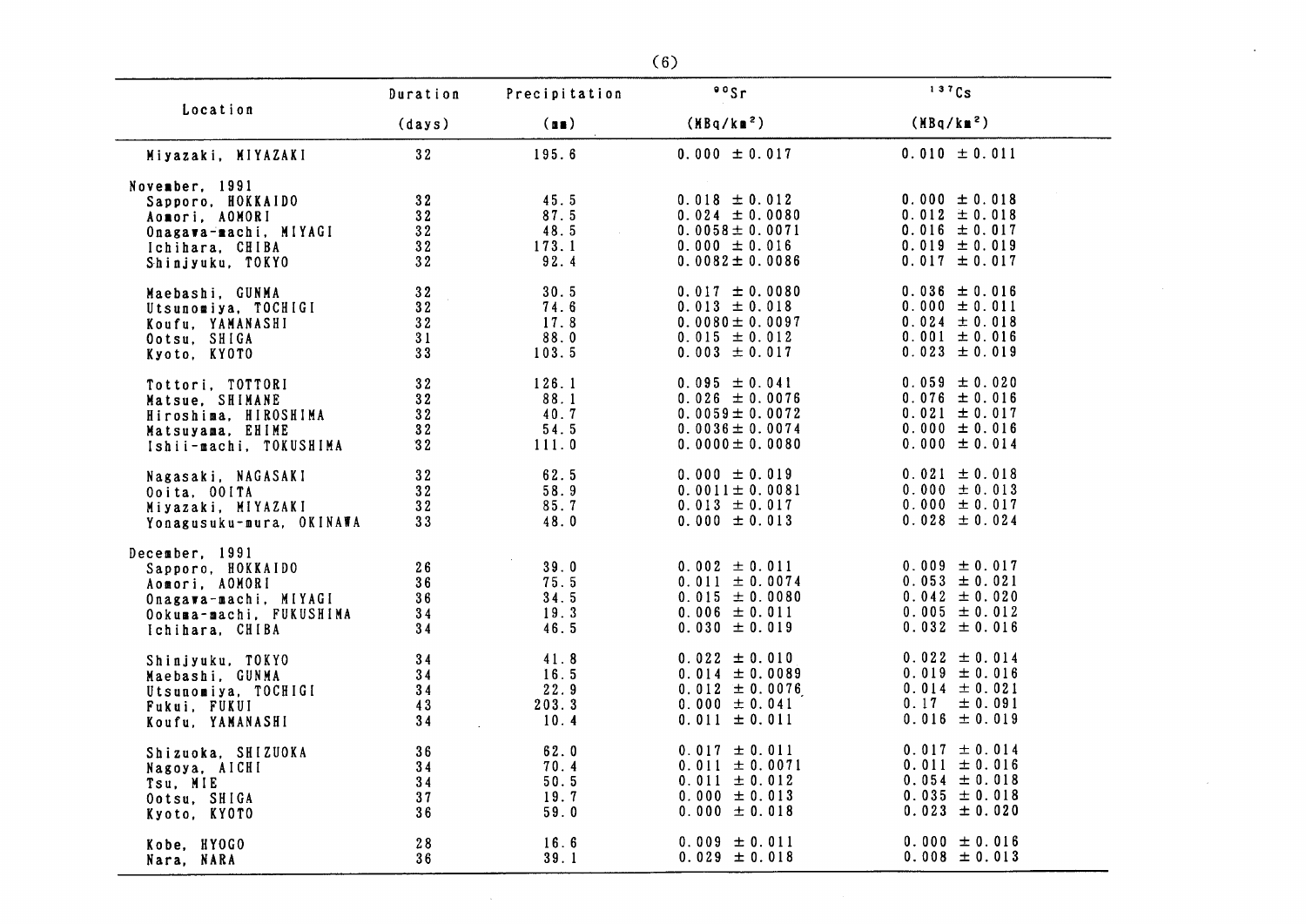| Location | Duration (days) | Precipitation (mm) | $^{90}Sr$ (MBq/km$^2$) | $^{137}Cs$ (MBq/km$^2$) |
|---|---|---|---|---|
| Miyazaki, MIYAZAKI | 32 | 195.6 | 0.000 ± 0.017 | 0.010 ± 0.011 |
| November, 1991 | | | | |
| Sapporo, HOKKAIDO | 32 | 45.5 | 0.018 ± 0.012 | 0.000 ± 0.018 |
| Aomori, AOMORI | 32 | 87.5 | 0.024 ± 0.0080 | 0.012 ± 0.018 |
| Onagawa-machi, MIYAGI | 32 | 48.5 | 0.0058 ± 0.0071 | 0.016 ± 0.017 |
| Ichihara, CHIBA | 32 | 173.1 | 0.000 ± 0.016 | 0.019 ± 0.019 |
| Shinjyuku, TOKYO | 32 | 92.4 | 0.0082 ± 0.0086 | 0.017 ± 0.017 |
| Maebashi, GUNMA | 32 | 30.5 | 0.017 ± 0.0080 | 0.036 ± 0.016 |
| Utsunomiya, TOCHIGI | 32 | 74.6 | 0.013 ± 0.018 | 0.000 ± 0.011 |
| Koufu, YAMANASHI | 32 | 17.8 | 0.0080 ± 0.0097 | 0.024 ± 0.018 |
| Ootsu, SHIGA | 31 | 88.0 | 0.015 ± 0.012 | 0.001 ± 0.016 |
| Kyoto, KYOTO | 33 | 103.5 | 0.003 ± 0.017 | 0.023 ± 0.019 |
| Tottori, TOTTORI | 32 | 126.1 | 0.095 ± 0.041 | 0.059 ± 0.020 |
| Matsue, SHIMANE | 32 | 88.1 | 0.026 ± 0.0076 | 0.076 ± 0.016 |
| Hiroshima, HIROSHIMA | 32 | 40.7 | 0.0059 ± 0.0072 | 0.021 ± 0.017 |
| Matsuyama, EHIME | 32 | 54.5 | 0.0036 ± 0.0074 | 0.000 ± 0.016 |
| Ishii-machi, TOKUSHIMA | 32 | 111.0 | 0.0000 ± 0.0080 | 0.000 ± 0.014 |
| Nagasaki, NAGASAKI | 32 | 62.5 | 0.000 ± 0.019 | 0.021 ± 0.018 |
| Ooita, OOITA | 32 | 58.9 | 0.0011 ± 0.0081 | 0.000 ± 0.013 |
| Miyazaki, MIYAZAKI | 32 | 85.7 | 0.013 ± 0.017 | 0.000 ± 0.017 |
| Yonagusuku-mura, OKINAWA | 33 | 48.0 | 0.000 ± 0.013 | 0.028 ± 0.024 |
| December, 1991 | | | | |
| Sapporo, HOKKAIDO | 26 | 39.0 | 0.002 ± 0.011 | 0.009 ± 0.017 |
| Aomori, AOMORI | 36 | 75.5 | 0.011 ± 0.0074 | 0.053 ± 0.021 |
| Onagawa-machi, MIYAGI | 36 | 34.5 | 0.015 ± 0.0080 | 0.042 ± 0.020 |
| Ookuma-machi, FUKUSHIMA | 34 | 19.3 | 0.006 ± 0.011 | 0.005 ± 0.012 |
| Ichihara, CHIBA | 34 | 46.5 | 0.030 ± 0.019 | 0.032 ± 0.016 |
| Shinjyuku, TOKYO | 34 | 41.8 | 0.022 ± 0.010 | 0.022 ± 0.014 |
| Maebashi, GUNMA | 34 | 16.5 | 0.014 ± 0.0089 | 0.019 ± 0.016 |
| Utsunomiya, TOCHIGI | 34 | 22.9 | 0.012 ± 0.0076 | 0.014 ± 0.021 |
| Fukui, FUKUI | 43 | 203.3 | 0.000 ± 0.041 | 0.17 ± 0.091 |
| Koufu, YAMANASHI | 34 | 10.4 | 0.011 ± 0.011 | 0.016 ± 0.019 |
| Shizuoka, SHIZUOKA | 36 | 62.0 | 0.017 ± 0.011 | 0.017 ± 0.014 |
| Nagoya, AICHI | 34 | 70.4 | 0.011 ± 0.0071 | 0.011 ± 0.016 |
| Tsu, MIE | 34 | 50.5 | 0.011 ± 0.012 | 0.054 ± 0.018 |
| Ootsu, SHIGA | 37 | 19.7 | 0.000 ± 0.013 | 0.035 ± 0.018 |
| Kyoto, KYOTO | 36 | 59.0 | 0.000 ± 0.018 | 0.023 ± 0.020 |
| Kobe, HYOGO | 28 | 16.6 | 0.009 ± 0.011 | 0.000 ± 0.016 |
| Nara, NARA | 36 | 39.1 | 0.029 ± 0.018 | 0.008 ± 0.013 |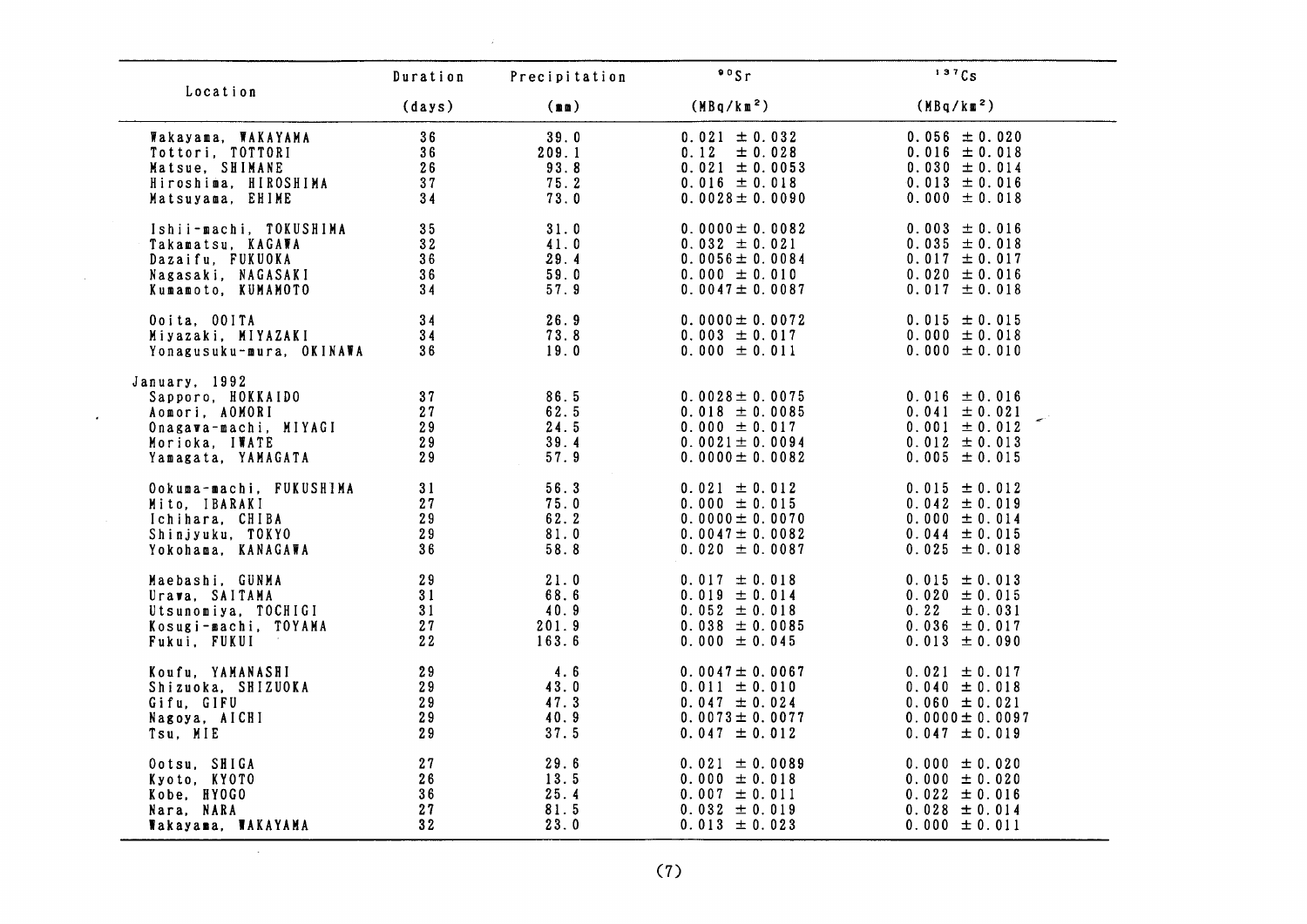| Location | Duration (days) | Precipitation (mm) | $^{90}Sr$ (MBq/km$^2$) | $^{137}Cs$ (MBq/km$^2$) |
|---|---|---|---|---|
| Wakayama, WAKAYAMA | 36 | 39.0 | 0.021 ± 0.032 | 0.056 ± 0.020 |
| Tottori, TOTTORI | 36 | 209.1 | 0.12 ± 0.028 | 0.016 ± 0.018 |
| Matsue, SHIMANE | 26 | 93.8 | 0.021 ± 0.0053 | 0.030 ± 0.014 |
| Hiroshima, HIROSHIMA | 37 | 75.2 | 0.016 ± 0.018 | 0.013 ± 0.016 |
| Matsuyama, EHIME | 34 | 73.0 | 0.0028 ± 0.0090 | 0.000 ± 0.018 |
| Ishii-machi, TOKUSHIMA | 35 | 31.0 | 0.0000 ± 0.0082 | 0.003 ± 0.016 |
| Takamatsu, KAGAWA | 32 | 41.0 | 0.032 ± 0.021 | 0.035 ± 0.018 |
| Dazaifu, FUKUOKA | 36 | 29.4 | 0.0056 ± 0.0084 | 0.017 ± 0.017 |
| Nagasaki, NAGASAKI | 36 | 59.0 | 0.000 ± 0.010 | 0.020 ± 0.016 |
| Kumamoto, KUMAMOTO | 34 | 57.9 | 0.0047 ± 0.0087 | 0.017 ± 0.018 |
| Ooita, OOITA | 34 | 26.9 | 0.0000 ± 0.0072 | 0.015 ± 0.015 |
| Miyazaki, MIYAZAKI | 34 | 73.8 | 0.003 ± 0.017 | 0.000 ± 0.018 |
| Yonagusuku-mura, OKINAWA | 36 | 19.0 | 0.000 ± 0.011 | 0.000 ± 0.010 |
| January, 1992 | | | | |
| Sapporo, HOKKAIDO | 37 | 86.5 | 0.0028 ± 0.0075 | 0.016 ± 0.016 |
| Aomori, AOMORI | 27 | 62.5 | 0.018 ± 0.0085 | 0.041 ± 0.021 |
| Onagawa-machi, MIYAGI | 29 | 24.5 | 0.000 ± 0.017 | 0.001 ± 0.012 |
| Morioka, IWATE | 29 | 39.4 | 0.0021 ± 0.0094 | 0.012 ± 0.013 |
| Yamagata, YAMAGATA | 29 | 57.9 | 0.0000 ± 0.0082 | 0.005 ± 0.015 |
| Ookuma-machi, FUKUSHIMA | 31 | 56.3 | 0.021 ± 0.012 | 0.015 ± 0.012 |
| Mito, IBARAKI | 27 | 75.0 | 0.000 ± 0.015 | 0.042 ± 0.019 |
| Ichihara, CHIBA | 29 | 62.2 | 0.0000 ± 0.0070 | 0.000 ± 0.014 |
| Shinjyuku, TOKYO | 29 | 81.0 | 0.0047 ± 0.0082 | 0.044 ± 0.015 |
| Yokohama, KANAGAWA | 36 | 58.8 | 0.020 ± 0.0087 | 0.025 ± 0.018 |
| Maebashi, GUNMA | 29 | 21.0 | 0.017 ± 0.018 | 0.015 ± 0.013 |
| Urawa, SAITAMA | 31 | 68.6 | 0.019 ± 0.014 | 0.020 ± 0.015 |
| Utsunomiya, TOCHIGI | 31 | 40.9 | 0.052 ± 0.018 | 0.22 ± 0.031 |
| Kosugi-machi, TOYAMA | 27 | 201.9 | 0.038 ± 0.0085 | 0.036 ± 0.017 |
| Fukui, FUKUI | 22 | 163.6 | 0.000 ± 0.045 | 0.013 ± 0.090 |
| Koufu, YAMANASHI | 29 | 4.6 | 0.0047 ± 0.0067 | 0.021 ± 0.017 |
| Shizuoka, SHIZUOKA | 29 | 43.0 | 0.011 ± 0.010 | 0.040 ± 0.018 |
| Gifu, GIFU | 29 | 47.3 | 0.047 ± 0.024 | 0.060 ± 0.021 |
| Nagoya, AICHI | 29 | 40.9 | 0.0073 ± 0.0077 | 0.0000 ± 0.0097 |
| Tsu, MIE | 29 | 37.5 | 0.047 ± 0.012 | 0.047 ± 0.019 |
| Ootsu, SHIGA | 27 | 29.6 | 0.021 ± 0.0089 | 0.000 ± 0.020 |
| Kyoto, KYOTO | 26 | 13.5 | 0.000 ± 0.018 | 0.000 ± 0.020 |
| Kobe, HYOGO | 36 | 25.4 | 0.007 ± 0.011 | 0.022 ± 0.016 |
| Nara, NARA | 27 | 81.5 | 0.032 ± 0.019 | 0.028 ± 0.014 |
| Wakayama, WAKAYAMA | 32 | 23.0 | 0.013 ± 0.023 | 0.000 ± 0.011 |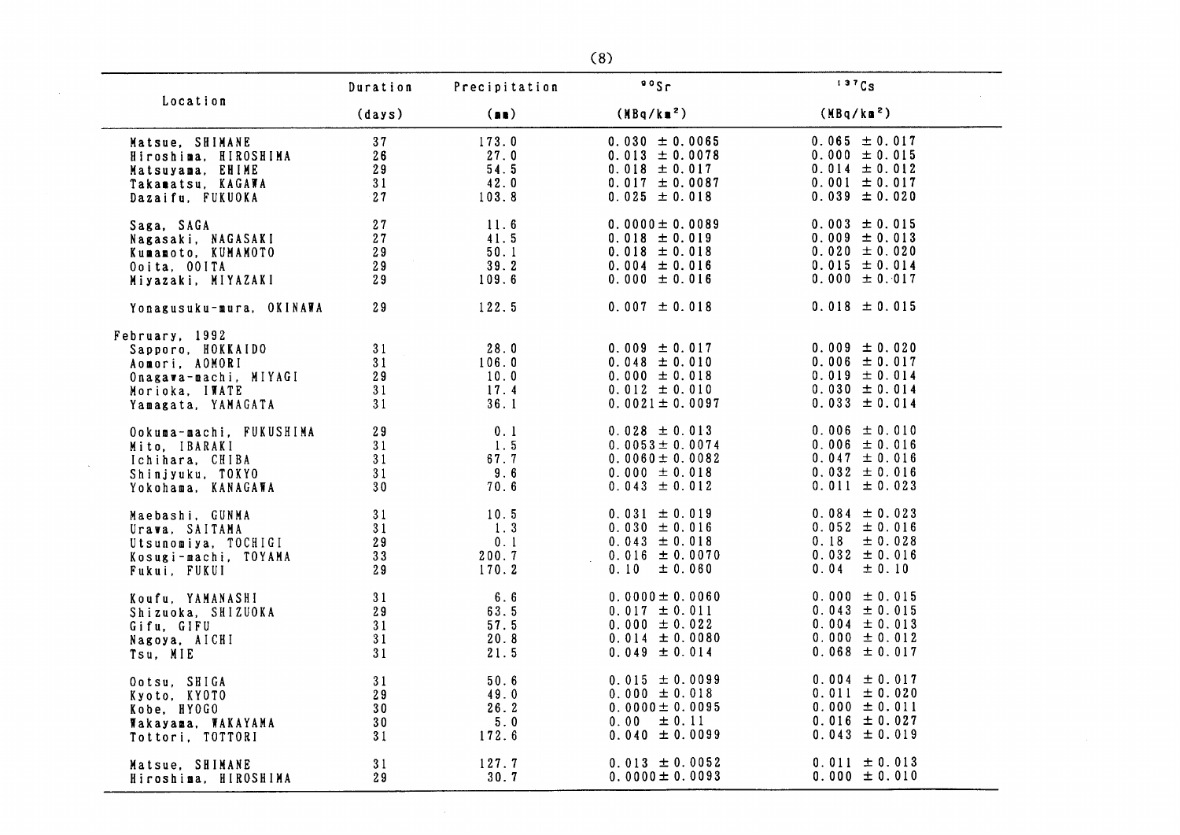| Location | Duration (days) | Precipitation (mm) | $^{90}Sr$ (MBq/km$^2$) | $^{137}Cs$ (MBq/km$^2$) |
|---|---|---|---|---|
| Matsue, SHIMANE | 37 | 173.0 | 0.030 ± 0.0065 | 0.065 ± 0.017 |
| Hiroshima, HIROSHIMA | 26 | 27.0 | 0.013 ± 0.0078 | 0.000 ± 0.015 |
| Matsuyama, EHIME | 29 | 54.5 | 0.018 ± 0.017 | 0.014 ± 0.012 |
| Takamatsu, KAGAWA | 31 | 42.0 | 0.017 ± 0.0087 | 0.001 ± 0.017 |
| Dazaifu, FUKUOKA | 27 | 103.8 | 0.025 ± 0.018 | 0.039 ± 0.020 |
| Saga, SAGA | 27 | 11.6 | 0.0000 ± 0.0089 | 0.003 ± 0.015 |
| Nagasaki, NAGASAKI | 27 | 41.5 | 0.018 ± 0.019 | 0.009 ± 0.013 |
| Kumamoto, KUMAMOTO | 29 | 50.1 | 0.018 ± 0.018 | 0.020 ± 0.020 |
| Ooita, OOITA | 29 | 39.2 | 0.004 ± 0.016 | 0.015 ± 0.014 |
| Miyazaki, MIYAZAKI | 29 | 109.6 | 0.000 ± 0.016 | 0.000 ± 0.017 |
| Yonagusuku-mura, OKINAWA | 29 | 122.5 | 0.007 ± 0.018 | 0.018 ± 0.015 |
| February, 1992 | | | | |
| Sapporo, HOKKAIDO | 31 | 28.0 | 0.009 ± 0.017 | 0.009 ± 0.020 |
| Aomori, AOMORI | 31 | 106.0 | 0.048 ± 0.010 | 0.006 ± 0.017 |
| Onagawa-machi, MIYAGI | 29 | 10.0 | 0.000 ± 0.018 | 0.019 ± 0.014 |
| Morioka, IWATE | 31 | 17.4 | 0.012 ± 0.010 | 0.030 ± 0.014 |
| Yamagata, YAMAGATA | 31 | 36.1 | 0.0021 ± 0.0097 | 0.033 ± 0.014 |
| Ookuma-machi, FUKUSHIMA | 29 | 0.1 | 0.028 ± 0.013 | 0.006 ± 0.010 |
| Mito, IBARAKI | 31 | 1.5 | 0.0053 ± 0.0074 | 0.006 ± 0.016 |
| Ichihara, CHIBA | 31 | 67.7 | 0.0060 ± 0.0082 | 0.047 ± 0.016 |
| Shinjyuku, TOKYO | 31 | 9.6 | 0.000 ± 0.018 | 0.032 ± 0.016 |
| Yokohama, KANAGAWA | 30 | 70.6 | 0.043 ± 0.012 | 0.011 ± 0.023 |
| Maebashi, GUNMA | 31 | 10.5 | 0.031 ± 0.019 | 0.084 ± 0.023 |
| Urawa, SAITAMA | 31 | 1.3 | 0.030 ± 0.016 | 0.052 ± 0.016 |
| Utsunomiya, TOCHIGI | 29 | 0.1 | 0.043 ± 0.018 | 0.18 ± 0.028 |
| Kosugi-machi, TOYAMA | 33 | 200.7 | 0.016 ± 0.0070 | 0.032 ± 0.016 |
| Fukui, FUKUI | 29 | 170.2 | 0.10 ± 0.060 | 0.04 ± 0.10 |
| Koufu, YAMANASHI | 31 | 6.6 | 0.0000 ± 0.0060 | 0.000 ± 0.015 |
| Shizuoka, SHIZUOKA | 29 | 63.5 | 0.017 ± 0.011 | 0.043 ± 0.015 |
| Gifu, GIFU | 31 | 57.5 | 0.000 ± 0.022 | 0.004 ± 0.013 |
| Nagoya, AICHI | 31 | 20.8 | 0.014 ± 0.0080 | 0.000 ± 0.012 |
| Tsu, MIE | 31 | 21.5 | 0.049 ± 0.014 | 0.068 ± 0.017 |
| Ootsu, SHIGA | 31 | 50.6 | 0.015 ± 0.0099 | 0.004 ± 0.017 |
| Kyoto, KYOTO | 29 | 49.0 | 0.000 ± 0.018 | 0.011 ± 0.020 |
| Kobe, HYOGO | 30 | 26.2 | 0.0000 ± 0.0095 | 0.000 ± 0.011 |
| Wakayama, WAKAYAMA | 30 | 5.0 | 0.00 ± 0.11 | 0.016 ± 0.027 |
| Tottori, TOTTORI | 31 | 172.6 | 0.040 ± 0.0099 | 0.043 ± 0.019 |
| Matsue, SHIMANE | 31 | 127.7 | 0.013 ± 0.0052 | 0.011 ± 0.013 |
| Hiroshima, HIROSHIMA | 29 | 30.7 | 0.0000 ± 0.0093 | 0.000 ± 0.010 |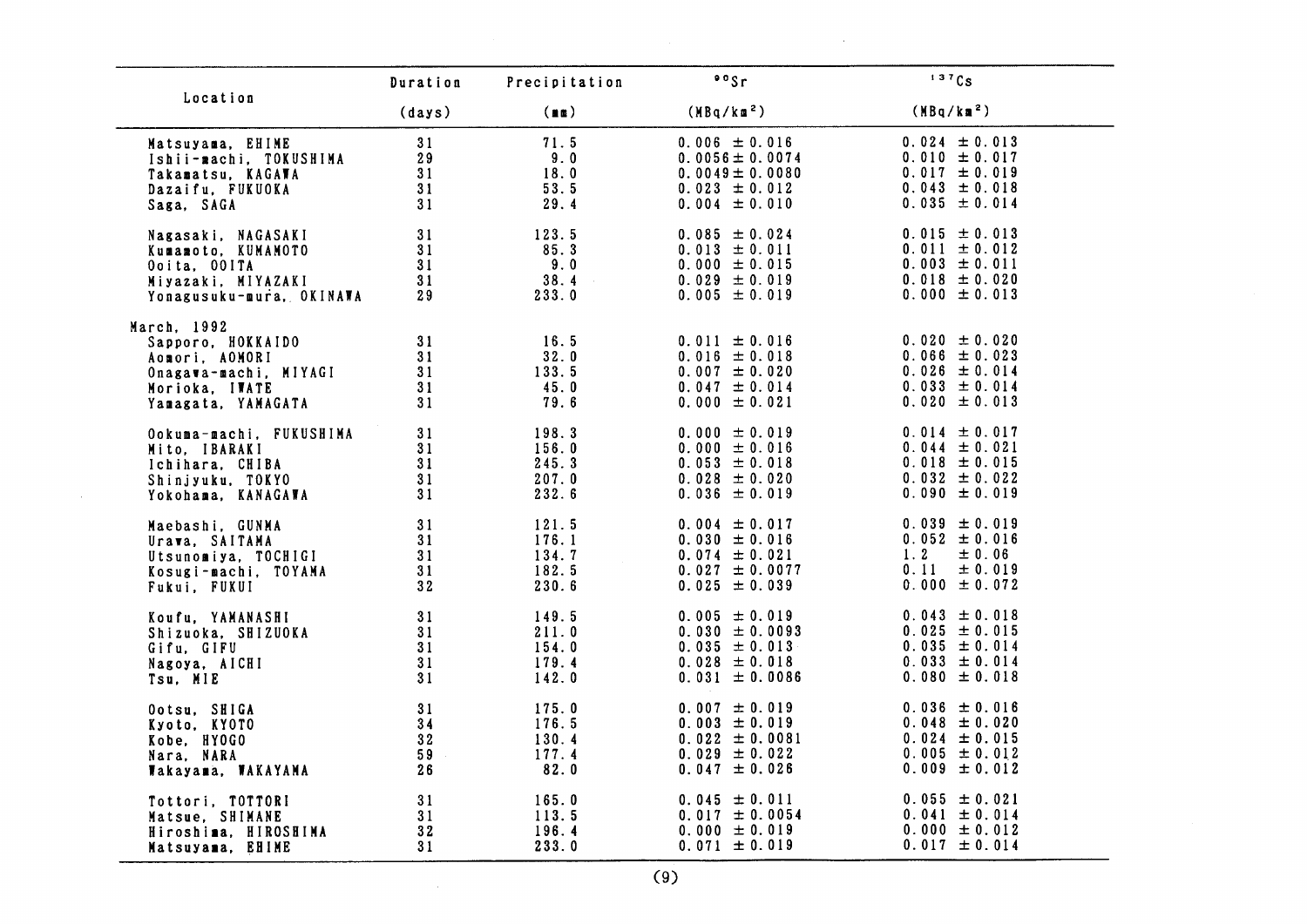| Location | Duration (days) | Precipitation (mm) | $^{90}Sr$ (MBq/km$^2$) | $^{137}Cs$ (MBq/km$^2$) |
|---|---|---|---|---|
| Matsuyama, EHIME | 31 | 71.5 | 0.006 ± 0.016 | 0.024 ± 0.013 |
| Ishii-machi, TOKUSHIMA | 29 | 9.0 | 0.0056 ± 0.0074 | 0.010 ± 0.017 |
| Takamatsu, KAGAWA | 31 | 18.0 | 0.0049 ± 0.0080 | 0.017 ± 0.019 |
| Dazaifu, FUKUOKA | 31 | 53.5 | 0.023 ± 0.012 | 0.043 ± 0.018 |
| Saga, SAGA | 31 | 29.4 | 0.004 ± 0.010 | 0.035 ± 0.014 |
| Nagasaki, NAGASAKI | 31 | 123.5 | 0.085 ± 0.024 | 0.015 ± 0.013 |
| Kumamoto, KUMAMOTO | 31 | 85.3 | 0.013 ± 0.011 | 0.011 ± 0.012 |
| Ooita, OOITA | 31 | 9.0 | 0.000 ± 0.015 | 0.003 ± 0.011 |
| Miyazaki, MIYAZAKI | 31 | 38.4 | 0.029 ± 0.019 | 0.018 ± 0.020 |
| Yonagusuku-mura, OKINAWA | 29 | 233.0 | 0.005 ± 0.019 | 0.000 ± 0.013 |
| **March, 1992** | | | | |
| Sapporo, HOKKAIDO | 31 | 16.5 | 0.011 ± 0.016 | 0.020 ± 0.020 |
| Aomori, AOMORI | 31 | 32.0 | 0.016 ± 0.018 | 0.066 ± 0.023 |
| Onagawa-machi, MIYAGI | 31 | 133.5 | 0.007 ± 0.020 | 0.026 ± 0.014 |
| Morioka, IWATE | 31 | 45.0 | 0.047 ± 0.014 | 0.033 ± 0.014 |
| Yamagata, YAMAGATA | 31 | 79.6 | 0.000 ± 0.021 | 0.020 ± 0.013 |
| Ookuma-machi, FUKUSHIMA | 31 | 198.3 | 0.000 ± 0.019 | 0.014 ± 0.017 |
| Mito, IBARAKI | 31 | 156.0 | 0.000 ± 0.016 | 0.044 ± 0.021 |
| Ichihara, CHIBA | 31 | 245.3 | 0.053 ± 0.018 | 0.018 ± 0.015 |
| Shinjyuku, TOKYO | 31 | 207.0 | 0.028 ± 0.020 | 0.032 ± 0.022 |
| Yokohama, KANAGAWA | 31 | 232.6 | 0.036 ± 0.019 | 0.090 ± 0.019 |
| Maebashi, GUNMA | 31 | 121.5 | 0.004 ± 0.017 | 0.039 ± 0.019 |
| Urawa, SAITAMA | 31 | 176.1 | 0.030 ± 0.016 | 0.052 ± 0.016 |
| Utsunomiya, TOCHIGI | 31 | 134.7 | 0.074 ± 0.021 | 1.2 ± 0.06 |
| Kosugi-machi, TOYAMA | 31 | 182.5 | 0.027 ± 0.0077 | 0.11 ± 0.019 |
| Fukui, FUKUI | 32 | 230.6 | 0.025 ± 0.039 | 0.000 ± 0.072 |
| Koufu, YAMANASHI | 31 | 149.5 | 0.005 ± 0.019 | 0.043 ± 0.018 |
| Shizuoka, SHIZUOKA | 31 | 211.0 | 0.030 ± 0.0093 | 0.025 ± 0.015 |
| Gifu, GIFU | 31 | 154.0 | 0.035 ± 0.013 | 0.035 ± 0.014 |
| Nagoya, AICHI | 31 | 179.4 | 0.028 ± 0.018 | 0.033 ± 0.014 |
| Tsu, MIE | 31 | 142.0 | 0.031 ± 0.0086 | 0.080 ± 0.018 |
| Ootsu, SHIGA | 31 | 175.0 | 0.007 ± 0.019 | 0.036 ± 0.016 |
| Kyoto, KYOTO | 34 | 176.5 | 0.003 ± 0.019 | 0.048 ± 0.020 |
| Kobe, HYOGO | 32 | 130.4 | 0.022 ± 0.0081 | 0.024 ± 0.015 |
| Nara, NARA | 59 | 177.4 | 0.029 ± 0.022 | 0.005 ± 0.012 |
| Wakayama, WAKAYAMA | 26 | 82.0 | 0.047 ± 0.026 | 0.009 ± 0.012 |
| Tottori, TOTTORI | 31 | 165.0 | 0.045 ± 0.011 | 0.055 ± 0.021 |
| Matsue, SHIMANE | 31 | 113.5 | 0.017 ± 0.0054 | 0.041 ± 0.014 |
| Hiroshima, HIROSHIMA | 32 | 196.4 | 0.000 ± 0.019 | 0.000 ± 0.012 |
| Matsuyama, EHIME | 31 | 233.0 | 0.071 ± 0.019 | 0.017 ± 0.014 |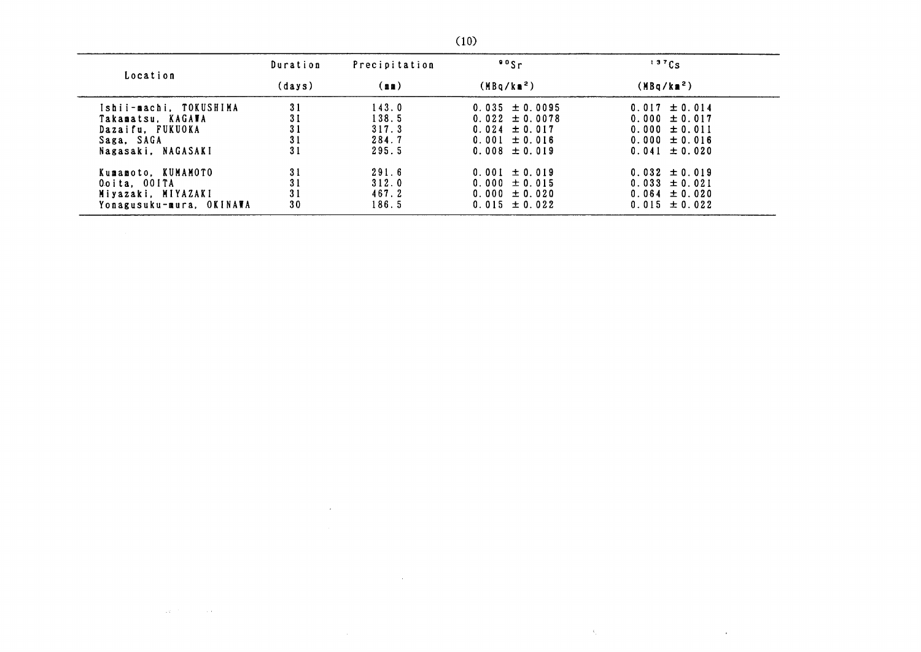| Location | Duration (days) | Precipitation (mm) | $^{90}Sr$ ($MBq/km^2$) | $^{137}Cs$ ($MBq/km^2$) |
|---|---|---|---|---|
| Ishii-machi, TOKUSHIMA | 31 | 143.0 | 0.035 ± 0.0095 | 0.017 ± 0.014 |
| Takamatsu, KAGAWA | 31 | 138.5 | 0.022 ± 0.0078 | 0.000 ± 0.017 |
| Dazaifu, FUKUOKA | 31 | 317.3 | 0.024 ± 0.017 | 0.000 ± 0.011 |
| Saga, SAGA | 31 | 284.7 | 0.001 ± 0.016 | 0.000 ± 0.016 |
| Nagasaki, NAGASAKI | 31 | 295.5 | 0.008 ± 0.019 | 0.041 ± 0.020 |
| Kumamoto, KUMAMOTO | 31 | 291.6 | 0.001 ± 0.019 | 0.032 ± 0.019 |
| Ooita, OOITA | 31 | 312.0 | 0.000 ± 0.015 | 0.033 ± 0.021 |
| Miyazaki, MIYAZAKI | 31 | 467.2 | 0.000 ± 0.020 | 0.064 ± 0.020 |
| Yonagusuku-mura, OKINAWA | 30 | 186.5 | 0.015 ± 0.022 | 0.015 ± 0.022 |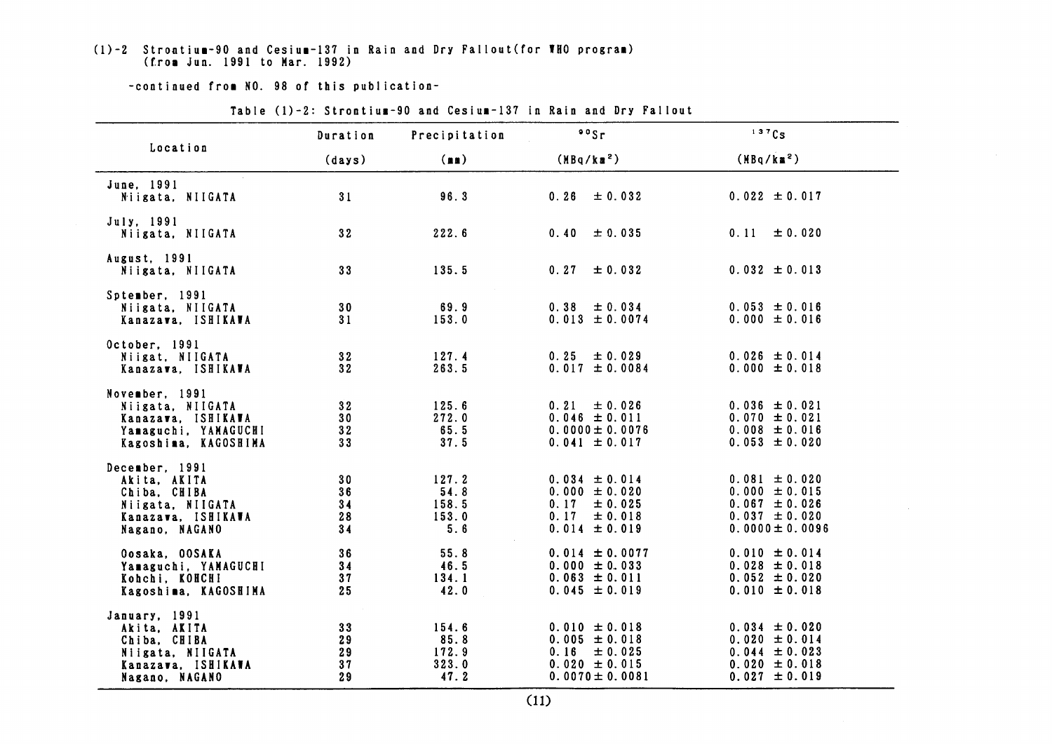(1)-2 Strontium-90 and Cesium-137 in Rain and Dry Fallout(for WHO program)
(from Jun. 1991 to Mar. 1992)

-continued from NO. 98 of this publication-

Table (1)-2: Strontium-90 and Cesium-137 in Rain and Dry Fallout

| Location | Duration (days) | Precipitation (mm) | $^{90}Sr$ (MBq/km$^2$) | $^{137}Cs$ (MBq/km$^2$) |
|---|---|---|---|---|
| June, 1991 | | | | |
| Niigata, NIIGATA | 31 | 96.3 | 0.26 ±0.032 | 0.022 ±0.017 |
| July, 1991 | | | | |
| Niigata, NIIGATA | 32 | 222.6 | 0.40 ±0.035 | 0.11 ±0.020 |
| August, 1991 | | | | |
| Niigata, NIIGATA | 33 | 135.5 | 0.27 ±0.032 | 0.032 ±0.013 |
| Sptember, 1991 | | | | |
| Niigata, NIIGATA | 30 | 69.9 | 0.38 ±0.034 | 0.053 ±0.016 |
| Kanazawa, ISHIKAWA | 31 | 153.0 | 0.013 ±0.0074 | 0.000 ±0.016 |
| October, 1991 | | | | |
| Niigat, NIIGATA | 32 | 127.4 | 0.25 ±0.029 | 0.026 ±0.014 |
| Kanazawa, ISHIKAWA | 32 | 263.5 | 0.017 ±0.0084 | 0.000 ±0.018 |
| November, 1991 | | | | |
| Niigata, NIIGATA | 32 | 125.6 | 0.21 ±0.026 | 0.036 ±0.021 |
| Kanazawa, ISHIKAWA | 30 | 272.0 | 0.046 ±0.011 | 0.070 ±0.021 |
| Yamaguchi, YAMAGUCHI | 32 | 65.5 | 0.0000±0.0076 | 0.008 ±0.016 |
| Kagoshima, KAGOSHIMA | 33 | 37.5 | 0.041 ±0.017 | 0.053 ±0.020 |
| December, 1991 | | | | |
| Akita, AKITA | 30 | 127.2 | 0.034 ±0.014 | 0.081 ±0.020 |
| Chiba, CHIBA | 36 | 54.8 | 0.000 ±0.020 | 0.000 ±0.015 |
| Niigata, NIIGATA | 34 | 158.5 | 0.17 ±0.025 | 0.067 ±0.026 |
| Kanazawa, ISHIKAWA | 28 | 153.0 | 0.17 ±0.018 | 0.037 ±0.020 |
| Nagano, NAGANO | 34 | 5.6 | 0.014 ±0.019 | 0.0000±0.0096 |
| Oosaka, OOSAKA | 36 | 55.8 | 0.014 ±0.0077 | 0.010 ±0.014 |
| Yamaguchi, YAMAGUCHI | 34 | 46.5 | 0.000 ±0.033 | 0.028 ±0.018 |
| Kohchi, KOHCHI | 37 | 134.1 | 0.063 ±0.011 | 0.052 ±0.020 |
| Kagoshima, KAGOSHIMA | 25 | 42.0 | 0.045 ±0.019 | 0.010 ±0.018 |
| January, 1991 | | | | |
| Akita, AKITA | 33 | 154.6 | 0.010 ±0.018 | 0.034 ±0.020 |
| Chiba, CHIBA | 29 | 85.8 | 0.005 ±0.018 | 0.020 ±0.014 |
| Niigata, NIIGATA | 29 | 172.9 | 0.16 ±0.025 | 0.044 ±0.023 |
| Kanazawa, ISHIKAWA | 37 | 323.0 | 0.020 ±0.015 | 0.020 ±0.018 |
| Nagano, NAGANO | 29 | 47.2 | 0.0070±0.0081 | 0.027 ±0.019 |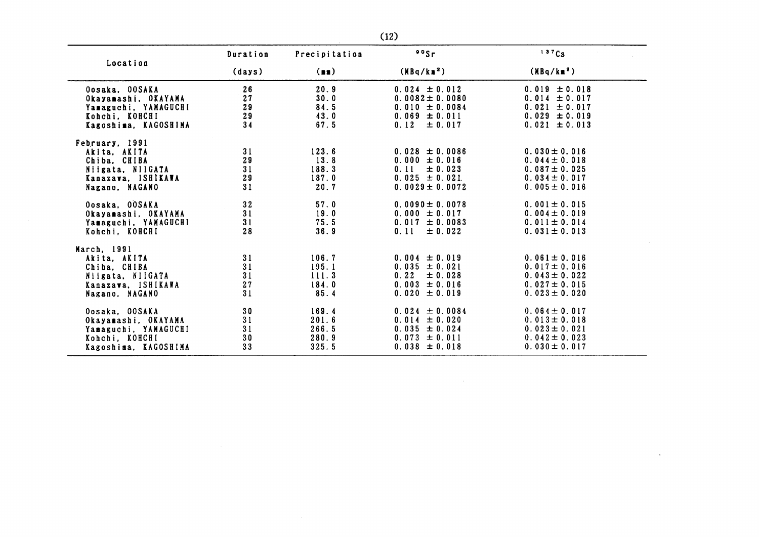| Location | Duration (days) | Precipitation (mm) | $^{90}Sr$ (MBq/km²) | $^{137}Cs$ (MBq/km²) |
|---|---|---|---|---|
| Oosaka, OOSAKA | 26 | 20.9 | 0.024 ±0.012 | 0.019 ±0.018 |
| Okayamashi, OKAYAMA | 27 | 30.0 | 0.0082±0.0080 | 0.014 ±0.017 |
| Yamaguchi, YAMAGUCHI | 29 | 84.5 | 0.010 ±0.0084 | 0.021 ±0.017 |
| Kohchi, KOHCHI | 29 | 43.0 | 0.069 ±0.011 | 0.029 ±0.019 |
| Kagoshima, KAGOSHIMA | 34 | 67.5 | 0.12 ±0.017 | 0.021 ±0.013 |
| February, 1991 | | | | |
| Akita, AKITA | 31 | 123.6 | 0.028 ±0.0086 | 0.030±0.016 |
| Chiba, CHIBA | 29 | 13.8 | 0.000 ±0.016 | 0.044±0.018 |
| Niigata, NIIGATA | 31 | 188.3 | 0.11 ±0.023 | 0.087±0.025 |
| Kanazawa, ISHIKAWA | 29 | 187.0 | 0.025 ±0.021 | 0.034±0.017 |
| Nagano, NAGANO | 31 | 20.7 | 0.0029±0.0072 | 0.005±0.016 |
| Oosaka, OOSAKA | 32 | 57.0 | 0.0090±0.0078 | 0.001±0.015 |
| Okayamashi, OKAYAMA | 31 | 19.0 | 0.000 ±0.017 | 0.004±0.019 |
| Yamaguchi, YAMAGUCHI | 31 | 75.5 | 0.017 ±0.0083 | 0.011±0.014 |
| Kohchi, KOHCHI | 28 | 36.9 | 0.11 ±0.022 | 0.031±0.013 |
| March, 1991 | | | | |
| Akita, AKITA | 31 | 106.7 | 0.004 ±0.019 | 0.061±0.016 |
| Chiba, CHIBA | 31 | 195.1 | 0.035 ±0.021 | 0.017±0.016 |
| Niigata, NIIGATA | 31 | 111.3 | 0.22 ±0.028 | 0.043±0.022 |
| Kanazawa, ISHIKAWA | 27 | 184.0 | 0.003 ±0.016 | 0.027±0.015 |
| Nagano, NAGANO | 31 | 85.4 | 0.020 ±0.019 | 0.023±0.020 |
| Oosaka, OOSAKA | 30 | 169.4 | 0.024 ±0.0084 | 0.064±0.017 |
| Okayamashi, OKAYAMA | 31 | 201.6 | 0.014 ±0.020 | 0.013±0.018 |
| Yamaguchi, YAMAGUCHI | 31 | 266.5 | 0.035 ±0.024 | 0.023±0.021 |
| Kohchi, KOHCHI | 30 | 280.9 | 0.073 ±0.011 | 0.042±0.023 |
| Kagoshima, KAGOSHIMA | 33 | 325.5 | 0.038 ±0.018 | 0.030±0.017 |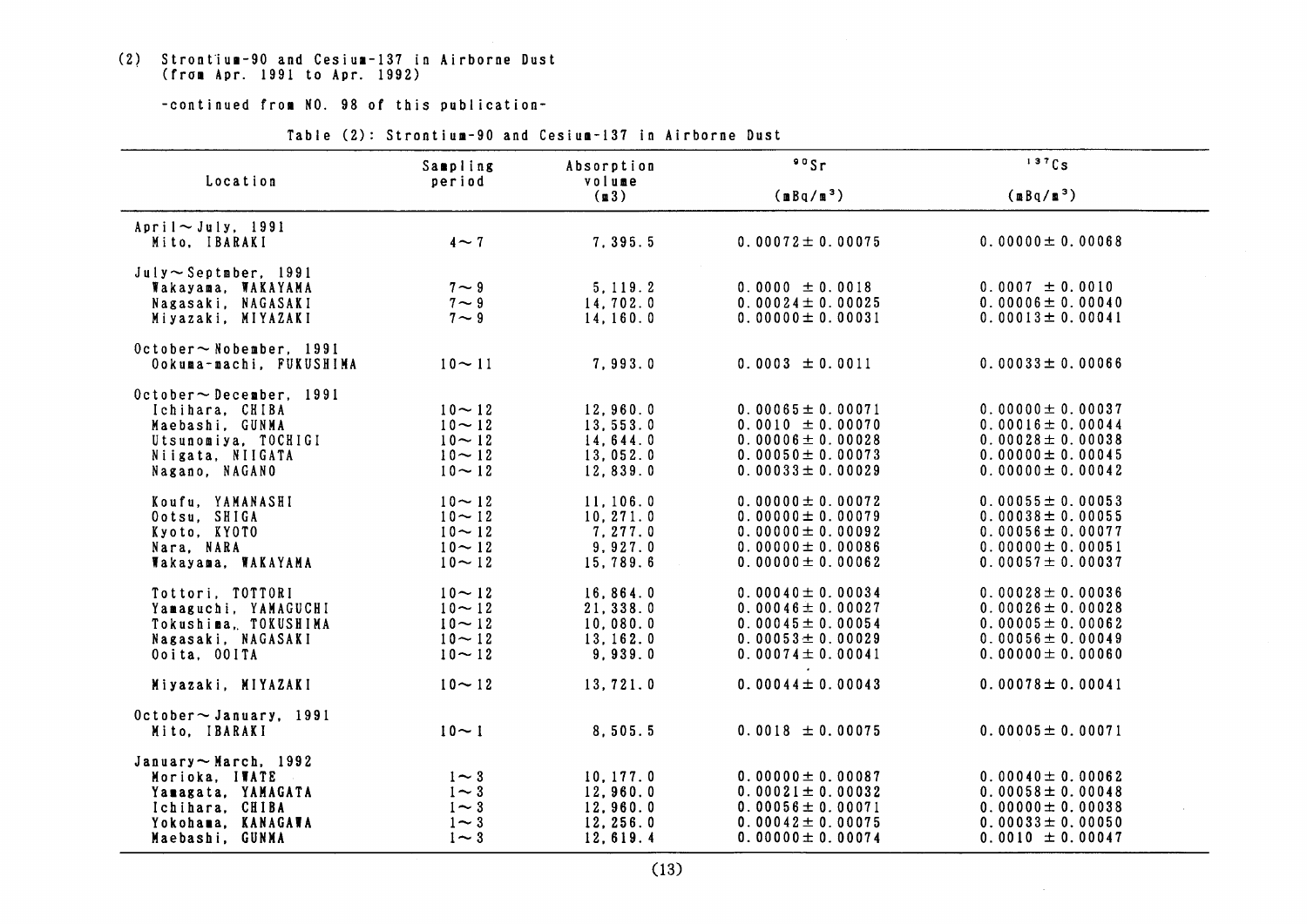(2) Strontium-90 and Cesium-137 in Airborne Dust
(from Apr. 1991 to Apr. 1992)

-continued from NO. 98 of this publication-

Table (2): Strontium-90 and Cesium-137 in Airborne Dust

| Location | Sampling period | Absorption volume (m3) | $^{90}Sr$ (mBq/m$^3$) | $^{137}Cs$ (mBq/m$^3$) |
|---|---|---|---|---|
| April～July, 1991 | | | | |
| Mito, IBARAKI | 4～7 | 7,395.5 | 0.00072± 0.00075 | 0.00000± 0.00068 |
| July～Septmber, 1991 | | | | |
| Wakayama, WAKAYAMA | 7～9 | 5,119.2 | 0.0000 ± 0.0018 | 0.0007 ± 0.0010 |
| Nagasaki, NAGASAKI | 7～9 | 14,702.0 | 0.00024± 0.00025 | 0.00006± 0.00040 |
| Miyazaki, MIYAZAKI | 7～9 | 14,160.0 | 0.00000± 0.00031 | 0.00013± 0.00041 |
| October～Nobember, 1991 | | | | |
| Ookuma-machi, FUKUSHIMA | 10～11 | 7,993.0 | 0.0003 ± 0.0011 | 0.00033± 0.00066 |
| October～December, 1991 | | | | |
| Ichihara, CHIBA | 10～12 | 12,960.0 | 0.00065± 0.00071 | 0.00000± 0.00037 |
| Maebashi, GUNMA | 10～12 | 13,553.0 | 0.0010 ± 0.00070 | 0.00016± 0.00044 |
| Utsunomiya, TOCHIGI | 10～12 | 14,644.0 | 0.00006± 0.00028 | 0.00028± 0.00038 |
| Niigata, NIIGATA | 10～12 | 13,052.0 | 0.00050± 0.00073 | 0.00000± 0.00045 |
| Nagano, NAGANO | 10～12 | 12,839.0 | 0.00033± 0.00029 | 0.00000± 0.00042 |
| Koufu, YAMANASHI | 10～12 | 11,106.0 | 0.00000± 0.00072 | 0.00055± 0.00053 |
| Ootsu, SHIGA | 10～12 | 10,271.0 | 0.00000± 0.00079 | 0.00038± 0.00055 |
| Kyoto, KYOTO | 10～12 | 7,277.0 | 0.00000± 0.00092 | 0.00056± 0.00077 |
| Nara, NARA | 10～12 | 9,927.0 | 0.00000± 0.00086 | 0.00000± 0.00051 |
| Wakayama, WAKAYAMA | 10～12 | 15,789.6 | 0.00000± 0.00062 | 0.00057± 0.00037 |
| Tottori, TOTTORI | 10～12 | 16,864.0 | 0.00040± 0.00034 | 0.00028± 0.00036 |
| Yamaguchi, YAMAGUCHI | 10～12 | 21,338.0 | 0.00046± 0.00027 | 0.00026± 0.00028 |
| Tokushima, TOKUSHIMA | 10～12 | 10,080.0 | 0.00045± 0.00054 | 0.00005± 0.00062 |
| Nagasaki, NAGASAKI | 10～12 | 13,162.0 | 0.00053± 0.00029 | 0.00056± 0.00049 |
| Ooita, OOITA | 10～12 | 9,939.0 | 0.00074± 0.00041 | 0.00000± 0.00060 |
| Miyazaki, MIYAZAKI | 10～12 | 13,721.0 | 0.00044± 0.00043 | 0.00078± 0.00041 |
| October～January, 1991 | | | | |
| Mito, IBARAKI | 10～1 | 8,505.5 | 0.0018 ± 0.00075 | 0.00005± 0.00071 |
| January～March, 1992 | | | | |
| Morioka, IWATE | 1～3 | 10,177.0 | 0.00000± 0.00087 | 0.00040± 0.00062 |
| Yamagata, YAMAGATA | 1～3 | 12,960.0 | 0.00021± 0.00032 | 0.00058± 0.00048 |
| Ichihara, CHIBA | 1～3 | 12,960.0 | 0.00056± 0.00071 | 0.00000± 0.00038 |
| Yokohama, KANAGAWA | 1～3 | 12,256.0 | 0.00042± 0.00075 | 0.00033± 0.00050 |
| Maebashi, GUNMA | 1～3 | 12,619.4 | 0.00000± 0.00074 | 0.0010 ± 0.00047 |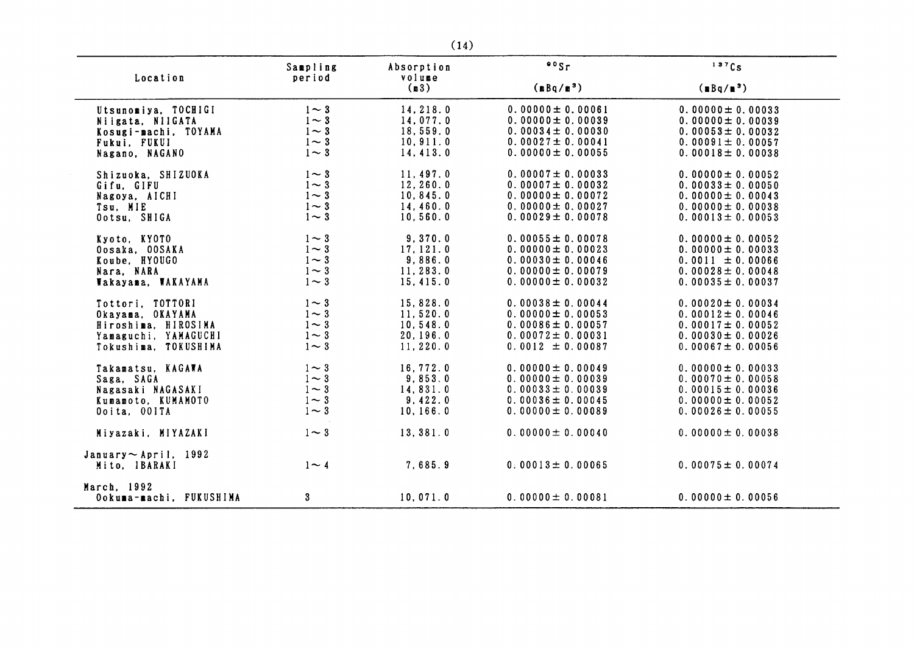| Location | Sampling period | Absorption volume (m3) | $^{90}Sr$ (mBq/m$^3$) | $^{137}Cs$ (mBq/m$^3$) |
|---|---|---|---|---|
| Utsunomiya, TOCHIGI | 1～3 | 14,218.0 | 0.00000± 0.00061 | 0.00000± 0.00033 |
| Niigata, NIIGATA | 1～3 | 14,077.0 | 0.00000± 0.00039 | 0.00000± 0.00039 |
| Kosugi-machi, TOYAMA | 1～3 | 18,559.0 | 0.00034± 0.00030 | 0.00053± 0.00032 |
| Fukui, FUKUI | 1～3 | 10,911.0 | 0.00027± 0.00041 | 0.00091± 0.00057 |
| Nagano, NAGANO | 1～3 | 14,413.0 | 0.00000± 0.00055 | 0.00018± 0.00038 |
| Shizuoka, SHIZUOKA | 1～3 | 11,497.0 | 0.00007± 0.00033 | 0.00000± 0.00052 |
| Gifu, GIFU | 1～3 | 12,260.0 | 0.00007± 0.00032 | 0.00033± 0.00050 |
| Nagoya, AICHI | 1～3 | 10,845.0 | 0.00000± 0.00072 | 0.00000± 0.00043 |
| Tsu, MIE | 1～3 | 14,460.0 | 0.00000± 0.00027 | 0.00000± 0.00038 |
| Ootsu, SHIGA | 1～3 | 10,560.0 | 0.00029± 0.00078 | 0.00013± 0.00053 |
| Kyoto, KYOTO | 1～3 | 9,370.0 | 0.00055± 0.00078 | 0.00000± 0.00052 |
| Oosaka, OOSAKA | 1～3 | 17,121.0 | 0.00000± 0.00023 | 0.00000± 0.00033 |
| Koube, HYOUGO | 1～3 | 9,886.0 | 0.00030± 0.00046 | 0.0011 ± 0.00066 |
| Nara, NARA | 1～3 | 11,283.0 | 0.00000± 0.00079 | 0.00028± 0.00048 |
| Wakayama, WAKAYAMA | 1～3 | 15,415.0 | 0.00000± 0.00032 | 0.00035± 0.00037 |
| Tottori, TOTTORI | 1～3 | 15,828.0 | 0.00038± 0.00044 | 0.00020± 0.00034 |
| Okayama, OKAYAMA | 1～3 | 11,520.0 | 0.00000± 0.00053 | 0.00012± 0.00046 |
| Hiroshima, HIROSIMA | 1～3 | 10,548.0 | 0.00086± 0.00057 | 0.00017± 0.00052 |
| Yamaguchi, YAMAGUCHI | 1～3 | 20,196.0 | 0.00072± 0.00031 | 0.00030± 0.00026 |
| Tokushima, TOKUSHIMA | 1～3 | 11,220.0 | 0.0012 ± 0.00087 | 0.00067± 0.00056 |
| Takamatsu, KAGAWA | 1～3 | 16,772.0 | 0.00000± 0.00049 | 0.00000± 0.00033 |
| Saga, SAGA | 1～3 | 9,853.0 | 0.00000± 0.00039 | 0.00070± 0.00058 |
| Nagasaki NAGASAKI | 1～3 | 14,831.0 | 0.00033± 0.00039 | 0.00015± 0.00036 |
| Kumamoto, KUMAMOTO | 1～3 | 9,422.0 | 0.00036± 0.00045 | 0.00000± 0.00052 |
| Ooita, OOITA | 1～3 | 10,166.0 | 0.00000± 0.00089 | 0.00026± 0.00055 |
| Miyazaki, MIYAZAKI | 1～3 | 13,381.0 | 0.00000± 0.00040 | 0.00000± 0.00038 |
| January～April, 1992 | | | | |
| Mito, IBARAKI | 1～4 | 7,685.9 | 0.00013± 0.00065 | 0.00075± 0.00074 |
| March, 1992 | | | | |
| Ookuma-machi, FUKUSHIMA | 3 | 10,071.0 | 0.00000± 0.00081 | 0.00000± 0.00056 |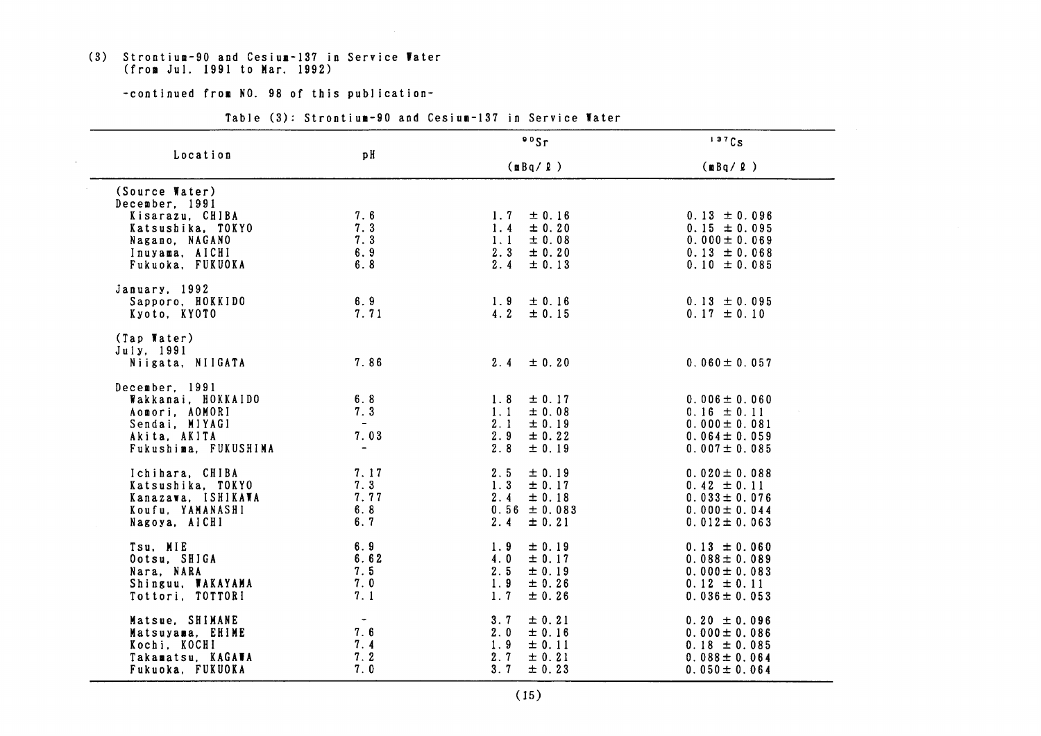(3) Strontium-90 and Cesium-137 in Service Water
(from Jul. 1991 to Mar. 1992)

-continued from NO. 98 of this publication-

Table (3): Strontium-90 and Cesium-137 in Service Water

| Location | pH | $^{90}Sr$ (mBq/ℓ) | $^{137}Cs$ (mBq/ℓ) |
|---|---|---|---|
| (Source Water) | | | |
| December, 1991 | | | |
| Kisarazu, CHIBA | 7.6 | 1.7 ± 0.16 | 0.13 ± 0.096 |
| Katsushika, TOKYO | 7.3 | 1.4 ± 0.20 | 0.15 ± 0.095 |
| Nagano, NAGANO | 7.3 | 1.1 ± 0.08 | 0.000 ± 0.069 |
| Inuyama, AICHI | 6.9 | 2.3 ± 0.20 | 0.13 ± 0.068 |
| Fukuoka, FUKUOKA | 6.8 | 2.4 ± 0.13 | 0.10 ± 0.085 |
| January, 1992 | | | |
| Sapporo, HOKKIDO | 6.9 | 1.9 ± 0.16 | 0.13 ± 0.095 |
| Kyoto, KYOTO | 7.71 | 4.2 ± 0.15 | 0.17 ± 0.10 |
| (Tap Water) | | | |
| July, 1991 | | | |
| Niigata, NIIGATA | 7.86 | 2.4 ± 0.20 | 0.060 ± 0.057 |
| December, 1991 | | | |
| Wakkanai, HOKKAIDO | 6.8 | 1.8 ± 0.17 | 0.006 ± 0.060 |
| Aomori, AOMORI | 7.3 | 1.1 ± 0.08 | 0.16 ± 0.11 |
| Sendai, MIYAGI | - | 2.1 ± 0.19 | 0.000 ± 0.081 |
| Akita, AKITA | 7.03 | 2.9 ± 0.22 | 0.064 ± 0.059 |
| Fukushima, FUKUSHIMA | - | 2.8 ± 0.19 | 0.007 ± 0.085 |
| Ichihara, CHIBA | 7.17 | 2.5 ± 0.19 | 0.020 ± 0.088 |
| Katsushika, TOKYO | 7.3 | 1.3 ± 0.17 | 0.42 ± 0.11 |
| Kanazawa, ISHIKAWA | 7.77 | 2.4 ± 0.18 | 0.033 ± 0.076 |
| Koufu, YAMANASHI | 6.8 | 0.56 ± 0.083 | 0.000 ± 0.044 |
| Nagoya, AICHI | 6.7 | 2.4 ± 0.21 | 0.012 ± 0.063 |
| Tsu, MIE | 6.9 | 1.9 ± 0.19 | 0.13 ± 0.060 |
| Ootsu, SHIGA | 6.62 | 4.0 ± 0.17 | 0.088 ± 0.089 |
| Nara, NARA | 7.5 | 2.5 ± 0.19 | 0.000 ± 0.083 |
| Shinguu, WAKAYAMA | 7.0 | 1.9 ± 0.26 | 0.12 ± 0.11 |
| Tottori, TOTTORI | 7.1 | 1.7 ± 0.26 | 0.036 ± 0.053 |
| Matsue, SHIMANE | - | 3.7 ± 0.21 | 0.20 ± 0.096 |
| Matsuyama, EHIME | 7.6 | 2.0 ± 0.16 | 0.000 ± 0.086 |
| Kochi, KOCHI | 7.4 | 1.9 ± 0.11 | 0.18 ± 0.085 |
| Takamatsu, KAGAWA | 7.2 | 2.7 ± 0.21 | 0.088 ± 0.064 |
| Fukuoka, FUKUOKA | 7.0 | 3.7 ± 0.23 | 0.050 ± 0.064 |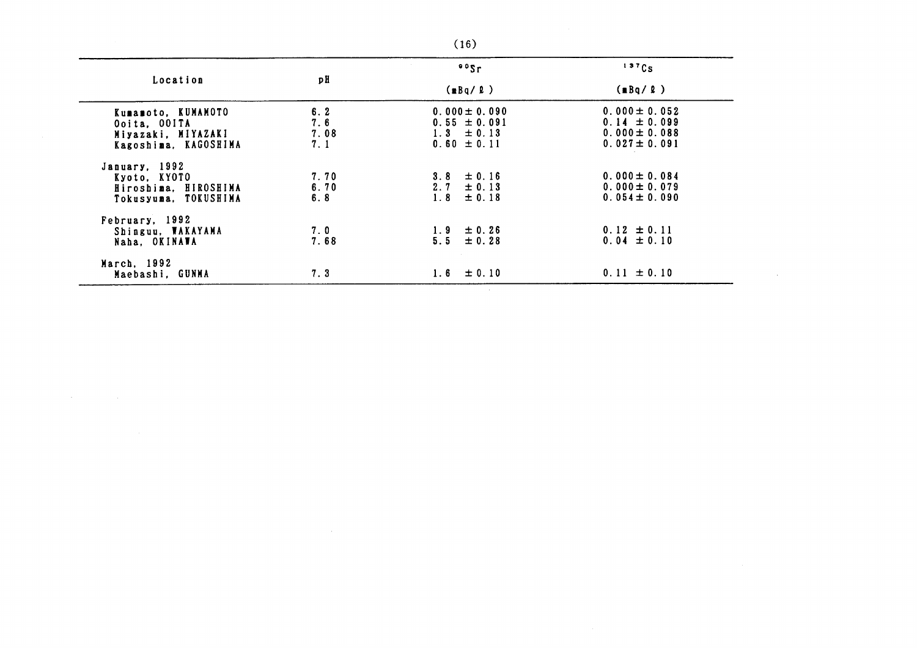| Location | pH | $^{90}Sr$ (mBq/ℓ) | $^{137}Cs$ (mBq/ℓ) |
|---|---|---|---|
| Kumamoto, KUMAMOTO | 6.2 | 0.000 ± 0.090 | 0.000 ± 0.052 |
| Ooita, OOITA | 7.6 | 0.55 ± 0.091 | 0.14 ± 0.099 |
| Miyazaki, MIYAZAKI | 7.08 | 1.3 ± 0.13 | 0.000 ± 0.088 |
| Kagoshima, KAGOSHIMA | 7.1 | 0.60 ± 0.11 | 0.027 ± 0.091 |
| January, 1992 | | | |
| Kyoto, KYOTO | 7.70 | 3.8 ± 0.16 | 0.000 ± 0.084 |
| Hiroshima, HIROSHIMA | 6.70 | 2.7 ± 0.13 | 0.000 ± 0.079 |
| Tokusyuma, TOKUSHIMA | 6.8 | 1.8 ± 0.18 | 0.054 ± 0.090 |
| February, 1992 | | | |
| Shinguu, WAKAYAMA | 7.0 | 1.9 ± 0.26 | 0.12 ± 0.11 |
| Naha, OKINAWA | 7.68 | 5.5 ± 0.28 | 0.04 ± 0.10 |
| March, 1992 | | | |
| Maebashi, GUNMA | 7.3 | 1.6 ± 0.10 | 0.11 ± 0.10 |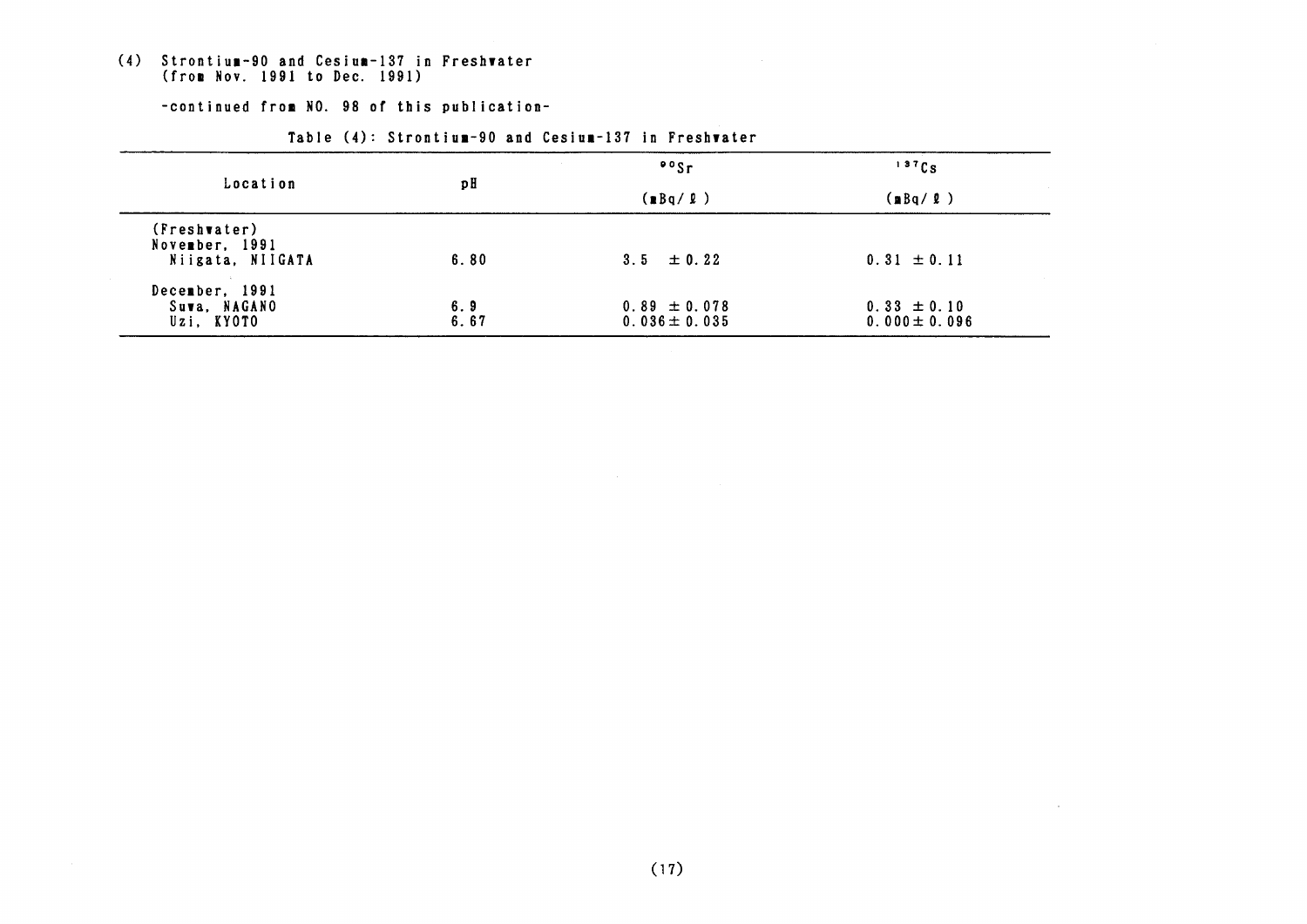(4) Strontium-90 and Cesium-137 in Freshwater
(from Nov. 1991 to Dec. 1991)

-continued from NO. 98 of this publication-

Table (4): Strontium-90 and Cesium-137 in Freshwater

| Location | pH | $^{90}Sr$ (mBq/ℓ) | $^{137}Cs$ (mBq/ℓ) |
|---|---|---|---|
| (Freshwater) | | | |
| November, 1991 | | | |
| Niigata, NIIGATA | 6.80 | 3.5 ± 0.22 | 0.31 ± 0.11 |
| December, 1991 | | | |
| Suwa, NAGANO | 6.9 | 0.89 ± 0.078 | 0.33 ± 0.10 |
| Uzi, KYOTO | 6.67 | 0.036 ± 0.035 | 0.000 ± 0.096 |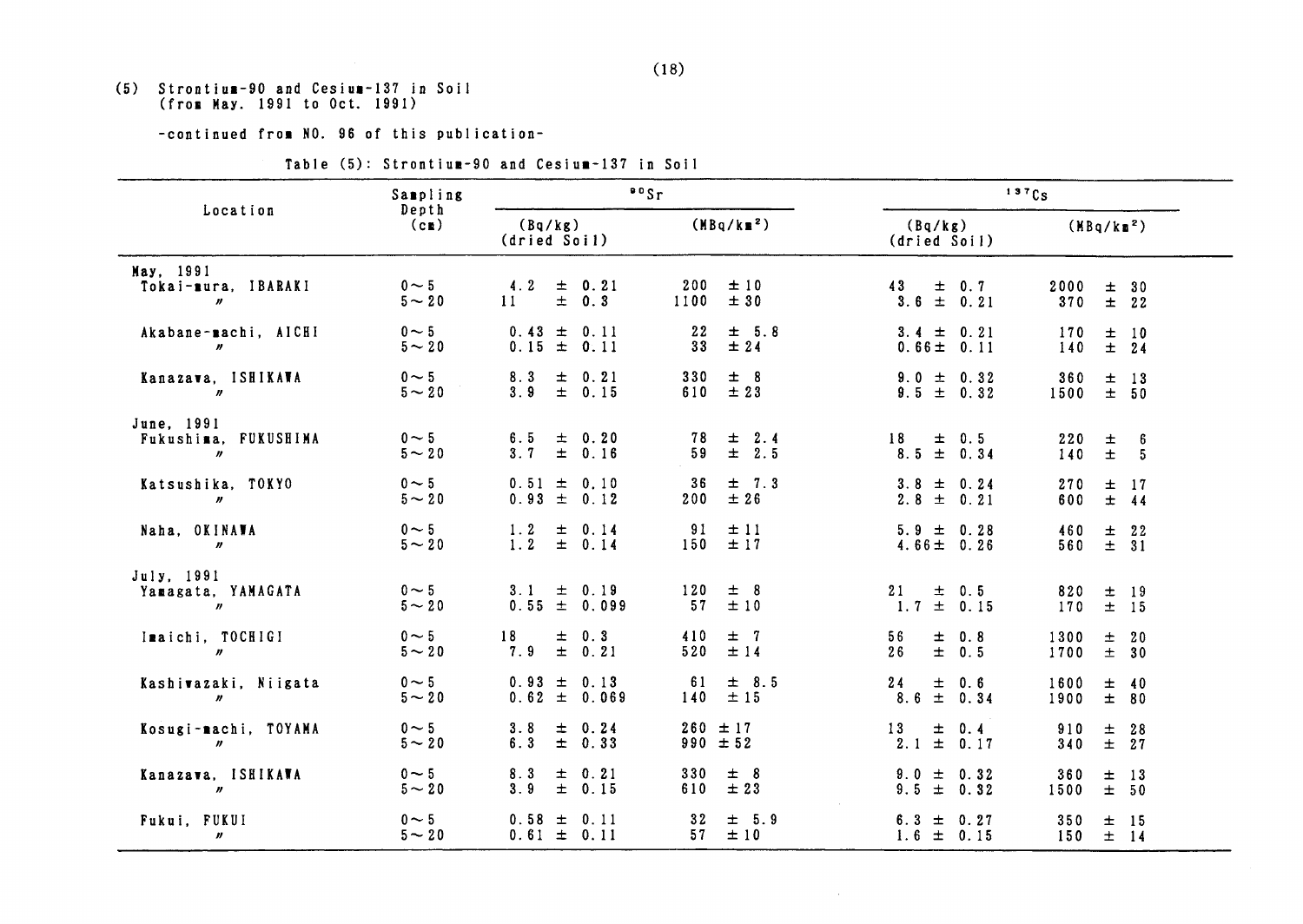## (5) Strontium-90 and Cesium-137 in Soil (from May. 1991 to Oct. 1991)

-continued from NO. 96 of this publication-

Table (5): Strontium-90 and Cesium-137 in Soil

| Location | Sampling Depth (cm) | $^{90}Sr$ | | $^{137}Cs$ | |
|---|---|---|---|---|---|
| | | (Bq/kg) (dried Soil) | (MBq/km²) | (Bq/kg) (dried Soil) | (MBq/km²) |
| May, 1991 | | | | | |
| Tokai-mura, IBARAKI | 0～5 | 4.2 ± 0.21 | 200 ± 10 | 43 ± 0.7 | 2000 ± 30 |
| 〃 | 5～20 | 11 ± 0.3 | 1100 ± 30 | 3.6 ± 0.21 | 370 ± 22 |
| Akabane-machi, AICHI | 0～5 | 0.43 ± 0.11 | 22 ± 5.8 | 3.4 ± 0.21 | 170 ± 10 |
| 〃 | 5～20 | 0.15 ± 0.11 | 33 ± 24 | 0.66 ± 0.11 | 140 ± 24 |
| Kanazawa, ISHIKAWA | 0～5 | 8.3 ± 0.21 | 330 ± 8 | 9.0 ± 0.32 | 360 ± 13 |
| 〃 | 5～20 | 3.9 ± 0.15 | 610 ± 23 | 9.5 ± 0.32 | 1500 ± 50 |
| June, 1991 | | | | | |
| Fukushima, FUKUSHIMA | 0～5 | 6.5 ± 0.20 | 78 ± 2.4 | 18 ± 0.5 | 220 ± 6 |
| 〃 | 5～20 | 3.7 ± 0.16 | 59 ± 2.5 | 8.5 ± 0.34 | 140 ± 5 |
| Katsushika, TOKYO | 0～5 | 0.51 ± 0.10 | 36 ± 7.3 | 3.8 ± 0.24 | 270 ± 17 |
| 〃 | 5～20 | 0.93 ± 0.12 | 200 ± 26 | 2.8 ± 0.21 | 600 ± 44 |
| Naha, OKINAWA | 0～5 | 1.2 ± 0.14 | 91 ± 11 | 5.9 ± 0.28 | 460 ± 22 |
| 〃 | 5～20 | 1.2 ± 0.14 | 150 ± 17 | 4.66 ± 0.26 | 560 ± 31 |
| July, 1991 | | | | | |
| Yamagata, YAMAGATA | 0～5 | 3.1 ± 0.19 | 120 ± 8 | 21 ± 0.5 | 820 ± 19 |
| 〃 | 5～20 | 0.55 ± 0.099 | 57 ± 10 | 1.7 ± 0.15 | 170 ± 15 |
| Imaichi, TOCHIGI | 0～5 | 18 ± 0.3 | 410 ± 7 | 56 ± 0.8 | 1300 ± 20 |
| 〃 | 5～20 | 7.9 ± 0.21 | 520 ± 14 | 26 ± 0.5 | 1700 ± 30 |
| Kashiwazaki, Niigata | 0～5 | 0.93 ± 0.13 | 61 ± 8.5 | 24 ± 0.6 | 1600 ± 40 |
| 〃 | 5～20 | 0.62 ± 0.069 | 140 ± 15 | 8.6 ± 0.34 | 1900 ± 80 |
| Kosugi-machi, TOYAMA | 0～5 | 3.8 ± 0.24 | 260 ± 17 | 13 ± 0.4 | 910 ± 28 |
| 〃 | 5～20 | 6.3 ± 0.33 | 990 ± 52 | 2.1 ± 0.17 | 340 ± 27 |
| Kanazawa, ISHIKAWA | 0～5 | 8.3 ± 0.21 | 330 ± 8 | 9.0 ± 0.32 | 360 ± 13 |
| 〃 | 5～20 | 3.9 ± 0.15 | 610 ± 23 | 9.5 ± 0.32 | 1500 ± 50 |
| Fukui, FUKUI | 0～5 | 0.58 ± 0.11 | 32 ± 5.9 | 6.3 ± 0.27 | 350 ± 15 |
| 〃 | 5～20 | 0.61 ± 0.11 | 57 ± 10 | 1.6 ± 0.15 | 150 ± 14 |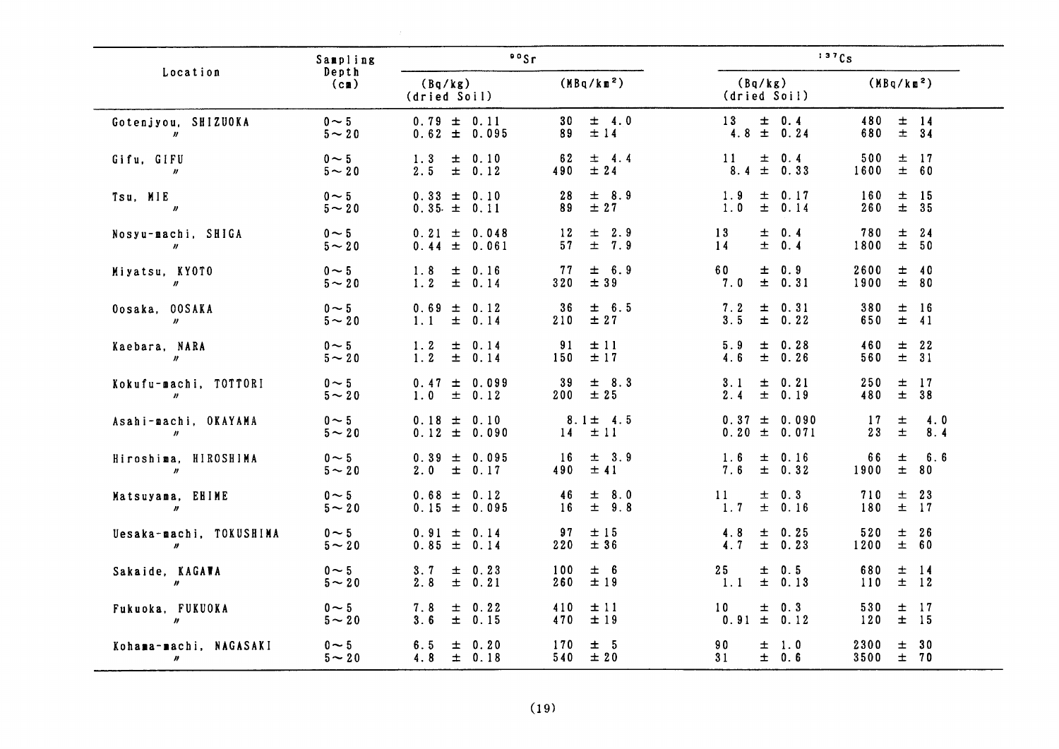| Location | Sampling Depth (cm) | $^{90}Sr$ | | $^{137}Cs$ | |
|---|---|---|---|---|---|
| | | (Bq/kg) (dried Soil) | (MBq/km²) | (Bq/kg) (dried Soil) | (MBq/km²) |
| Gotenjyou, SHIZUOKA | 0～5 | 0.79 ± 0.11 | 30 ± 4.0 | 13 ± 0.4 | 480 ± 14 |
| 〃 | 5～20 | 0.62 ± 0.095 | 89 ± 14 | 4.8 ± 0.24 | 680 ± 34 |
| Gifu, GIFU | 0～5 | 1.3 ± 0.10 | 62 ± 4.4 | 11 ± 0.4 | 500 ± 17 |
| 〃 | 5～20 | 2.5 ± 0.12 | 490 ± 24 | 8.4 ± 0.33 | 1600 ± 60 |
| Tsu, MIE | 0～5 | 0.33 ± 0.10 | 28 ± 8.9 | 1.9 ± 0.17 | 160 ± 15 |
| 〃 | 5～20 | 0.35 ± 0.11 | 89 ± 27 | 1.0 ± 0.14 | 260 ± 35 |
| Nosyu-machi, SHIGA | 0～5 | 0.21 ± 0.048 | 12 ± 2.9 | 13 ± 0.4 | 780 ± 24 |
| 〃 | 5～20 | 0.44 ± 0.061 | 57 ± 7.9 | 14 ± 0.4 | 1800 ± 50 |
| Miyatsu, KYOTO | 0～5 | 1.8 ± 0.16 | 77 ± 6.9 | 60 ± 0.9 | 2600 ± 40 |
| 〃 | 5～20 | 1.2 ± 0.14 | 320 ± 39 | 7.0 ± 0.31 | 1900 ± 80 |
| Oosaka, OOSAKA | 0～5 | 0.69 ± 0.12 | 36 ± 6.5 | 7.2 ± 0.31 | 380 ± 16 |
| 〃 | 5～20 | 1.1 ± 0.14 | 210 ± 27 | 3.5 ± 0.22 | 650 ± 41 |
| Kaebara, NARA | 0～5 | 1.2 ± 0.14 | 91 ± 11 | 5.9 ± 0.28 | 460 ± 22 |
| 〃 | 5～20 | 1.2 ± 0.14 | 150 ± 17 | 4.6 ± 0.26 | 560 ± 31 |
| Kokufu-machi, TOTTORI | 0～5 | 0.47 ± 0.099 | 39 ± 8.3 | 3.1 ± 0.21 | 250 ± 17 |
| 〃 | 5～20 | 1.0 ± 0.12 | 200 ± 25 | 2.4 ± 0.19 | 480 ± 38 |
| Asahi-machi, OKAYAMA | 0～5 | 0.18 ± 0.10 | 8.1 ± 4.5 | 0.37 ± 0.090 | 17 ± 4.0 |
| 〃 | 5～20 | 0.12 ± 0.090 | 14 ± 11 | 0.20 ± 0.071 | 23 ± 8.4 |
| Hiroshima, HIROSHIMA | 0～5 | 0.39 ± 0.095 | 16 ± 3.9 | 1.6 ± 0.16 | 66 ± 6.6 |
| 〃 | 5～20 | 2.0 ± 0.17 | 490 ± 41 | 7.6 ± 0.32 | 1900 ± 80 |
| Matsuyama, EHIME | 0～5 | 0.68 ± 0.12 | 46 ± 8.0 | 11 ± 0.3 | 710 ± 23 |
| 〃 | 5～20 | 0.15 ± 0.095 | 16 ± 9.8 | 1.7 ± 0.16 | 180 ± 17 |
| Uesaka-machi, TOKUSHIMA | 0～5 | 0.91 ± 0.14 | 97 ± 15 | 4.8 ± 0.25 | 520 ± 26 |
| 〃 | 5～20 | 0.85 ± 0.14 | 220 ± 36 | 4.7 ± 0.23 | 1200 ± 60 |
| Sakaide, KAGAWA | 0～5 | 3.7 ± 0.23 | 100 ± 6 | 25 ± 0.5 | 680 ± 14 |
| 〃 | 5～20 | 2.8 ± 0.21 | 260 ± 19 | 1.1 ± 0.13 | 110 ± 12 |
| Fukuoka, FUKUOKA | 0～5 | 7.8 ± 0.22 | 410 ± 11 | 10 ± 0.3 | 530 ± 17 |
| 〃 | 5～20 | 3.6 ± 0.15 | 470 ± 19 | 0.91 ± 0.12 | 120 ± 15 |
| Kohama-machi, NAGASAKI | 0～5 | 6.5 ± 0.20 | 170 ± 5 | 90 ± 1.0 | 2300 ± 30 |
| 〃 | 5～20 | 4.8 ± 0.18 | 540 ± 20 | 31 ± 0.6 | 3500 ± 70 |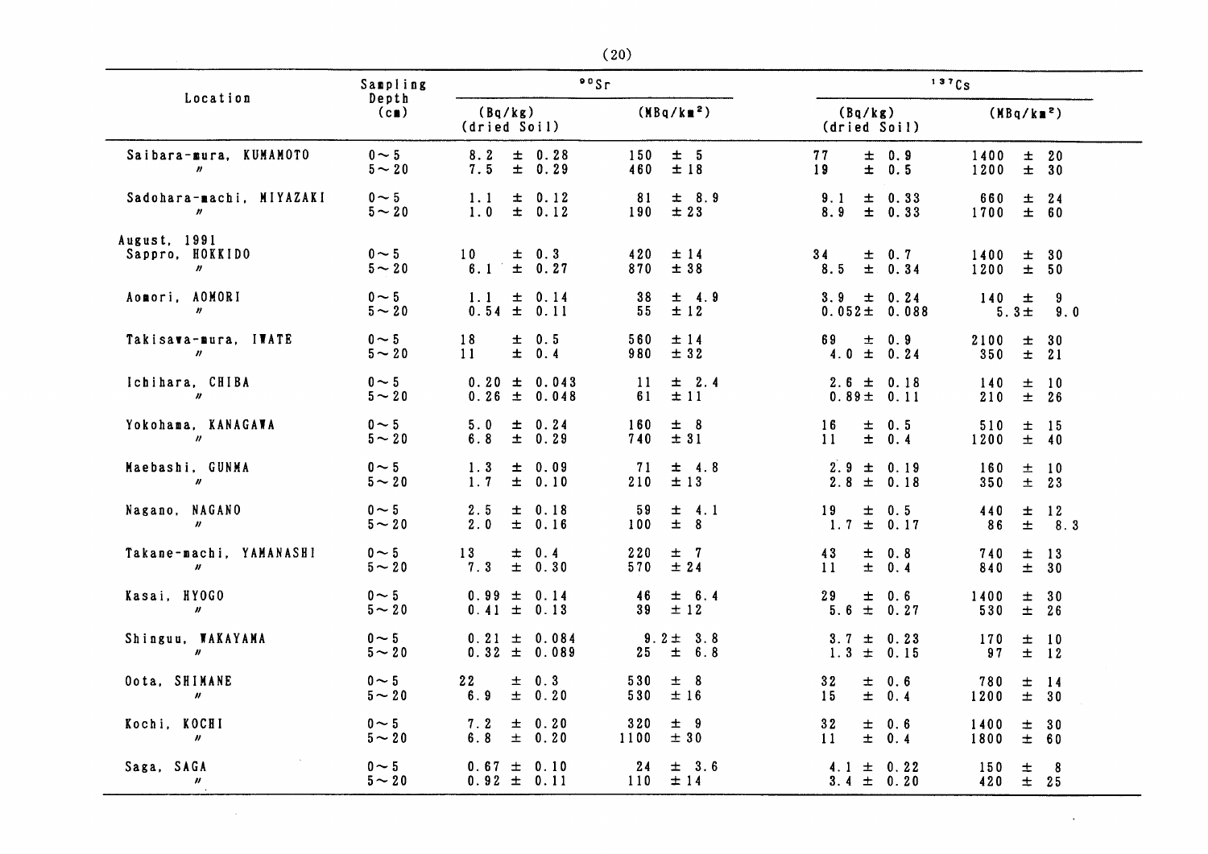| Location | Sampling Depth (cm) | $^{90}Sr$ | | $^{137}Cs$ | |
|---|---|---|---|---|---|
| | | (Bq/kg) (dried Soil) | (MBq/km$^2$) | (Bq/kg) (dried Soil) | (MBq/km$^2$) |
| Saibara-mura, KUMAMOTO | 0～5 | 8.2 ± 0.28 | 150 ± 5 | 77 ± 0.9 | 1400 ± 20 |
| 〃 | 5～20 | 7.5 ± 0.29 | 460 ± 18 | 19 ± 0.5 | 1200 ± 30 |
| Sadohara-machi, MIYAZAKI | 0～5 | 1.1 ± 0.12 | 81 ± 8.9 | 9.1 ± 0.33 | 660 ± 24 |
| 〃 | 5～20 | 1.0 ± 0.12 | 190 ± 23 | 8.9 ± 0.33 | 1700 ± 60 |
| August, 1991 | | | | | |
| Sappro, HOKKIDO | 0～5 | 10 ± 0.3 | 420 ± 14 | 34 ± 0.7 | 1400 ± 30 |
| 〃 | 5～20 | 6.1 ± 0.27 | 870 ± 38 | 8.5 ± 0.34 | 1200 ± 50 |
| Aomori, AOMORI | 0～5 | 1.1 ± 0.14 | 38 ± 4.9 | 3.9 ± 0.24 | 140 ± 9 |
| 〃 | 5～20 | 0.54 ± 0.11 | 55 ± 12 | 0.052 ± 0.088 | 5.3 ± 9.0 |
| Takisawa-mura, IWATE | 0～5 | 18 ± 0.5 | 560 ± 14 | 69 ± 0.9 | 2100 ± 30 |
| 〃 | 5～20 | 11 ± 0.4 | 980 ± 32 | 4.0 ± 0.24 | 350 ± 21 |
| Ichihara, CHIBA | 0～5 | 0.20 ± 0.043 | 11 ± 2.4 | 2.6 ± 0.18 | 140 ± 10 |
| 〃 | 5～20 | 0.26 ± 0.048 | 61 ± 11 | 0.89 ± 0.11 | 210 ± 26 |
| Yokohama, KANAGAWA | 0～5 | 5.0 ± 0.24 | 160 ± 8 | 16 ± 0.5 | 510 ± 15 |
| 〃 | 5～20 | 6.8 ± 0.29 | 740 ± 31 | 11 ± 0.4 | 1200 ± 40 |
| Maebashi, GUNMA | 0～5 | 1.3 ± 0.09 | 71 ± 4.8 | 2.9 ± 0.19 | 160 ± 10 |
| 〃 | 5～20 | 1.7 ± 0.10 | 210 ± 13 | 2.8 ± 0.18 | 350 ± 23 |
| Nagano, NAGANO | 0～5 | 2.5 ± 0.18 | 59 ± 4.1 | 19 ± 0.5 | 440 ± 12 |
| 〃 | 5～20 | 2.0 ± 0.16 | 100 ± 8 | 1.7 ± 0.17 | 86 ± 8.3 |
| Takane-machi, YAMANASHI | 0～5 | 13 ± 0.4 | 220 ± 7 | 43 ± 0.8 | 740 ± 13 |
| 〃 | 5～20 | 7.3 ± 0.30 | 570 ± 24 | 11 ± 0.4 | 840 ± 30 |
| Kasai, HYOGO | 0～5 | 0.99 ± 0.14 | 46 ± 6.4 | 29 ± 0.6 | 1400 ± 30 |
| 〃 | 5～20 | 0.41 ± 0.13 | 39 ± 12 | 5.6 ± 0.27 | 530 ± 26 |
| Shinguu, WAKAYAMA | 0～5 | 0.21 ± 0.084 | 9.2 ± 3.8 | 3.7 ± 0.23 | 170 ± 10 |
| 〃 | 5～20 | 0.32 ± 0.089 | 25 ± 6.8 | 1.3 ± 0.15 | 97 ± 12 |
| Oota, SHIMANE | 0～5 | 22 ± 0.3 | 530 ± 8 | 32 ± 0.6 | 780 ± 14 |
| 〃 | 5～20 | 6.9 ± 0.20 | 530 ± 16 | 15 ± 0.4 | 1200 ± 30 |
| Kochi, KOCHI | 0～5 | 7.2 ± 0.20 | 320 ± 9 | 32 ± 0.6 | 1400 ± 30 |
| 〃 | 5～20 | 6.8 ± 0.20 | 1100 ± 30 | 11 ± 0.4 | 1800 ± 60 |
| Saga, SAGA | 0～5 | 0.67 ± 0.10 | 24 ± 3.6 | 4.1 ± 0.22 | 150 ± 8 |
| 〃 | 5～20 | 0.92 ± 0.11 | 110 ± 14 | 3.4 ± 0.20 | 420 ± 25 |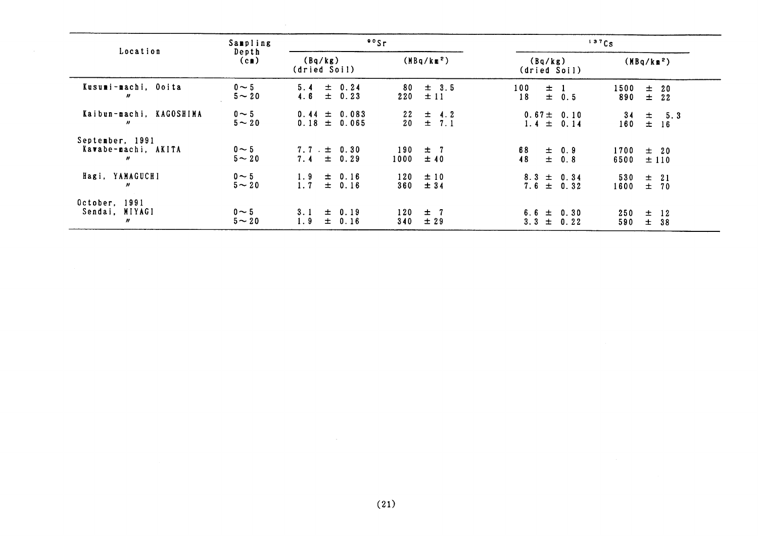| Location | Sampling Depth (cm) | $^{90}Sr$ | | $^{137}Cs$ | |
|---|---|---|---|---|---|
| | | (Bq/kg) (dried Soil) | (MBq/km$^2$) | (Bq/kg) (dried Soil) | (MBq/km$^2$) |
| Kusumi-machi, Ooita | 0～5 | 5.4 ± 0.24 | 80 ± 3.5 | 100 ± 1 | 1500 ± 20 |
| 〃 | 5～20 | 4.6 ± 0.23 | 220 ± 11 | 18 ± 0.5 | 890 ± 22 |
| Kaibun-machi, KAGOSHIMA | 0～5 | 0.44 ± 0.083 | 22 ± 4.2 | 0.67 ± 0.10 | 34 ± 5.3 |
| 〃 | 5～20 | 0.18 ± 0.065 | 20 ± 7.1 | 1.4 ± 0.14 | 160 ± 16 |
| September, 1991 | | | | | |
| Kawabe-machi, AKITA | 0～5 | 7.7 ± 0.30 | 190 ± 7 | 68 ± 0.9 | 1700 ± 20 |
| 〃 | 5～20 | 7.4 ± 0.29 | 1000 ± 40 | 48 ± 0.8 | 6500 ± 110 |
| Hagi, YAMAGUCHI | 0～5 | 1.9 ± 0.16 | 120 ± 10 | 8.3 ± 0.34 | 530 ± 21 |
| 〃 | 5～20 | 1.7 ± 0.16 | 360 ± 34 | 7.6 ± 0.32 | 1600 ± 70 |
| October, 1991 | | | | | |
| Sendai, MIYAGI | 0～5 | 3.1 ± 0.19 | 120 ± 7 | 6.6 ± 0.30 | 250 ± 12 |
| 〃 | 5～20 | 1.9 ± 0.16 | 340 ± 29 | 3.3 ± 0.22 | 590 ± 38 |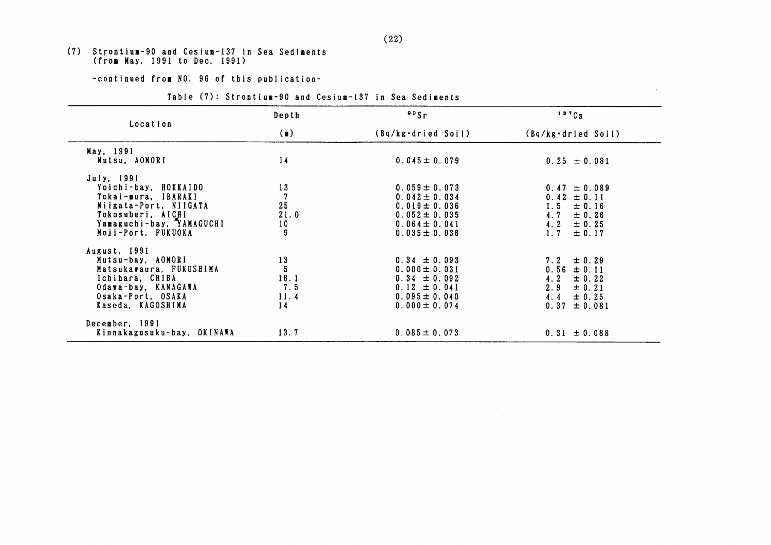(7) Strontium-90 and Cesium-137 in Sea Sediments
(from May. 1991 to Dec. 1991)

-continued from NO. 96 of this publication-

Table (7): Strontium-90 and Cesium-137 in Sea Sediments

| Location | Depth (m) | $^{90}Sr$ (Bq/kg·dried Soil) | $^{137}Cs$ (Bq/kg·dried Soil) |
|---|---|---|---|
| May, 1991 | | | |
| Mutsu, AOMORI | 14 | 0.045 ± 0.079 | 0.25 ± 0.081 |
| July, 1991 | | | |
| Yoichi-bay, HOKKAIDO | 13 | 0.059 ± 0.073 | 0.47 ± 0.089 |
| Tokai-mura, IBARAKI | 7 | 0.042 ± 0.034 | 0.42 ± 0.11 |
| Niigata-Port, NIIGATA | 25 | 0.019 ± 0.036 | 1.5 ± 0.16 |
| Tokosuberi, AICHI | 21.0 | 0.052 ± 0.035 | 4.7 ± 0.26 |
| Yamaguchi-bay, YAMAGUCHI | 10 | 0.064 ± 0.041 | 4.2 ± 0.25 |
| Moji-Port, FUKUOKA | 9 | 0.035 ± 0.036 | 1.7 ± 0.17 |
| August, 1991 | | | |
| Mutsu-bay, AOMORI | 13 | 0.34 ± 0.093 | 7.2 ± 0.29 |
| Matsukawaura, FUKUSHIMA | 5 | 0.000 ± 0.031 | 0.56 ± 0.11 |
| Ichihara, CHIBA | 16.1 | 0.34 ± 0.092 | 4.2 ± 0.22 |
| Odawa-bay, KANAGAWA | 7.5 | 0.12 ± 0.041 | 2.9 ± 0.21 |
| Osaka-Port, OSAKA | 11.4 | 0.095 ± 0.040 | 4.4 ± 0.25 |
| Kaseda, KAGOSHIMA | 14 | 0.000 ± 0.074 | 0.37 ± 0.081 |
| December, 1991 | | | |
| Kinnakagusuku-bay, OKINAWA | 13.7 | 0.085 ± 0.073 | 0.31 ± 0.088 |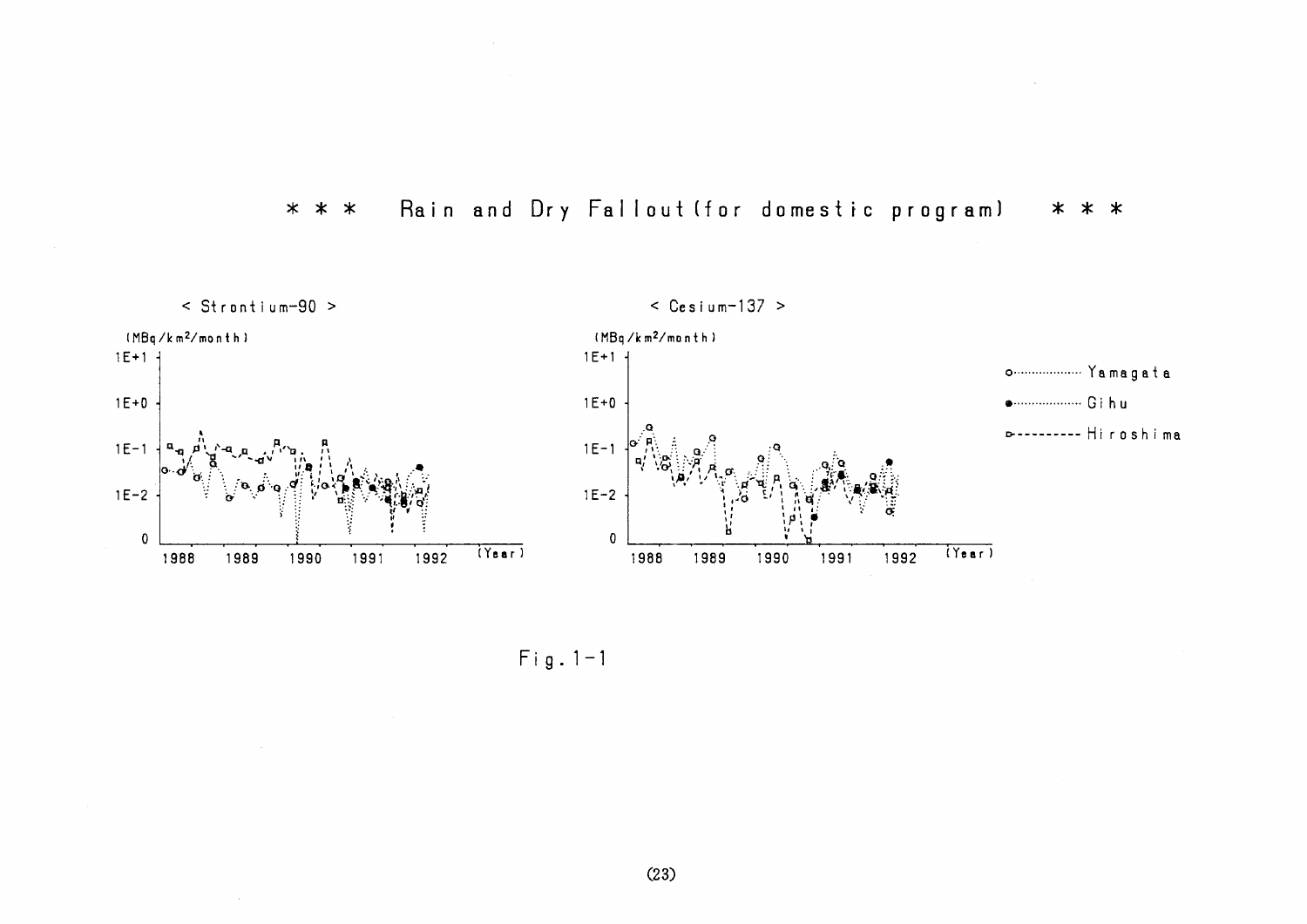# \* \* \* Rain and Dry Fallout (for domestic program) \* \* \*

< Strontium-90 >

< Cesium-137 >

Fig. 1-1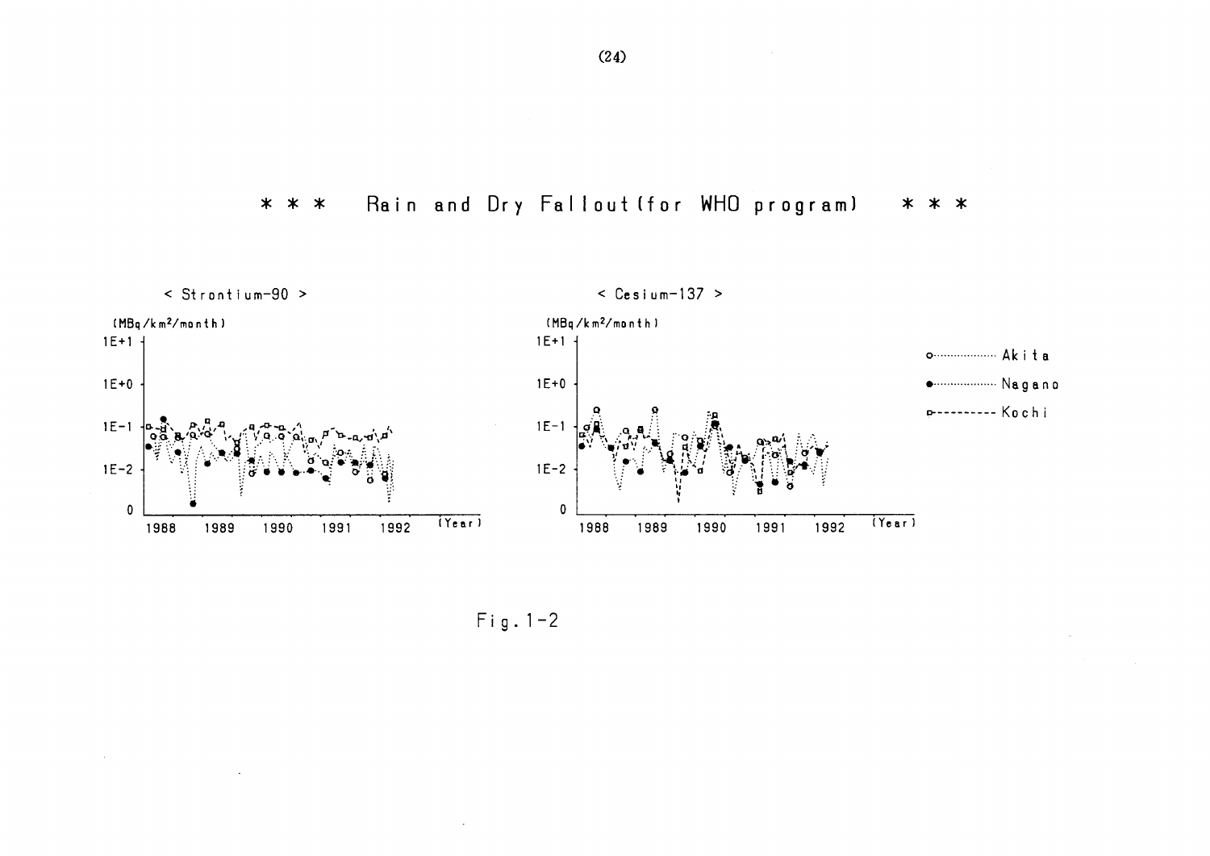# * * * Rain and Dry Fallout (for WHO program) * * *

< Strontium-90 >

(MBq/km²/month)

< Cesium-137 >

(MBq/km²/month)

Akita / Nagano / Kochi

Fig.1-2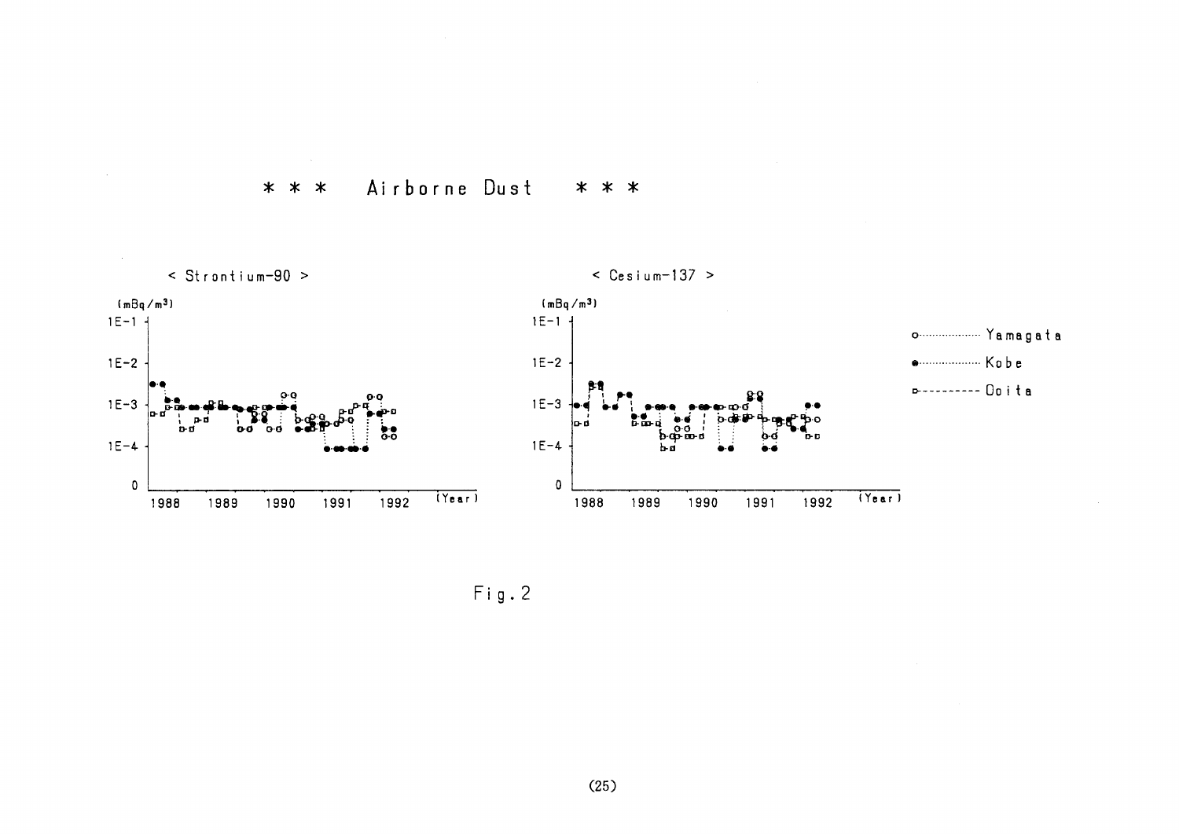# * * * Airborne Dust * * *

< Strontium-90 >

(mBq/m³)

1E-1

1E-2

1E-3

1E-4

0

1988 1989 1990 1991 1992 (Year)

< Cesium-137 >

(mBq/m³)

1E-1

1E-2

1E-3

1E-4

0

1988 1989 1990 1991 1992 (Year)

○ ··········· Yamagata

● ··········· Kobe

□ - - - - - - Ooita

Fig.2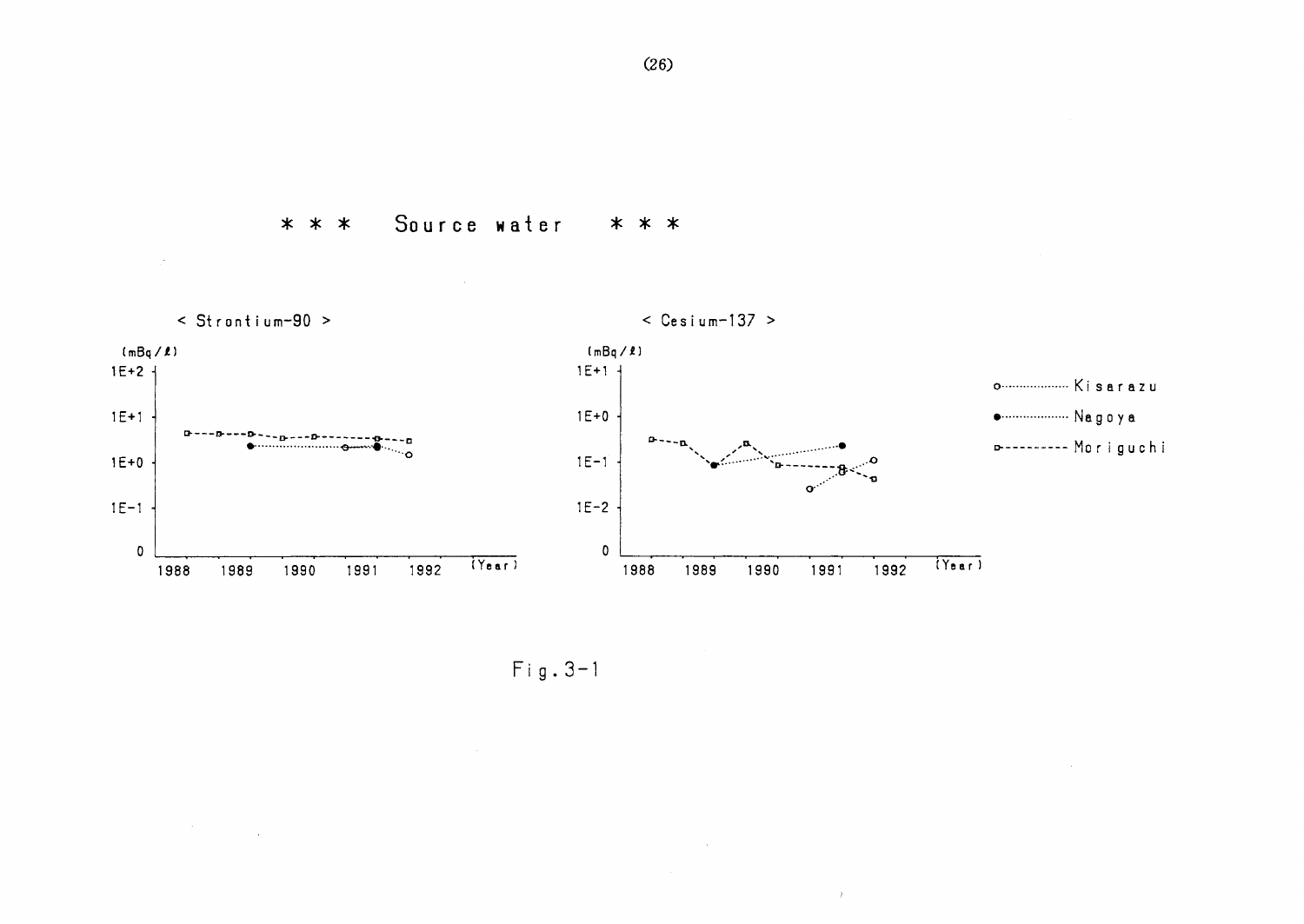# * * * Source water * * *

< Strontium-90 >

(mBq/ℓ)

1E+2

1E+1

1E+0

1E-1

0

1988 1989 1990 1991 1992 (Year)

< Cesium-137 >

(mBq/ℓ)

1E+1

1E+0

1E-1

1E-2

0

1988 1989 1990 1991 1992 (Year)

○·········· Kisarazu

●·········· Nagoya

□---------- Moriguchi

Fig.3-1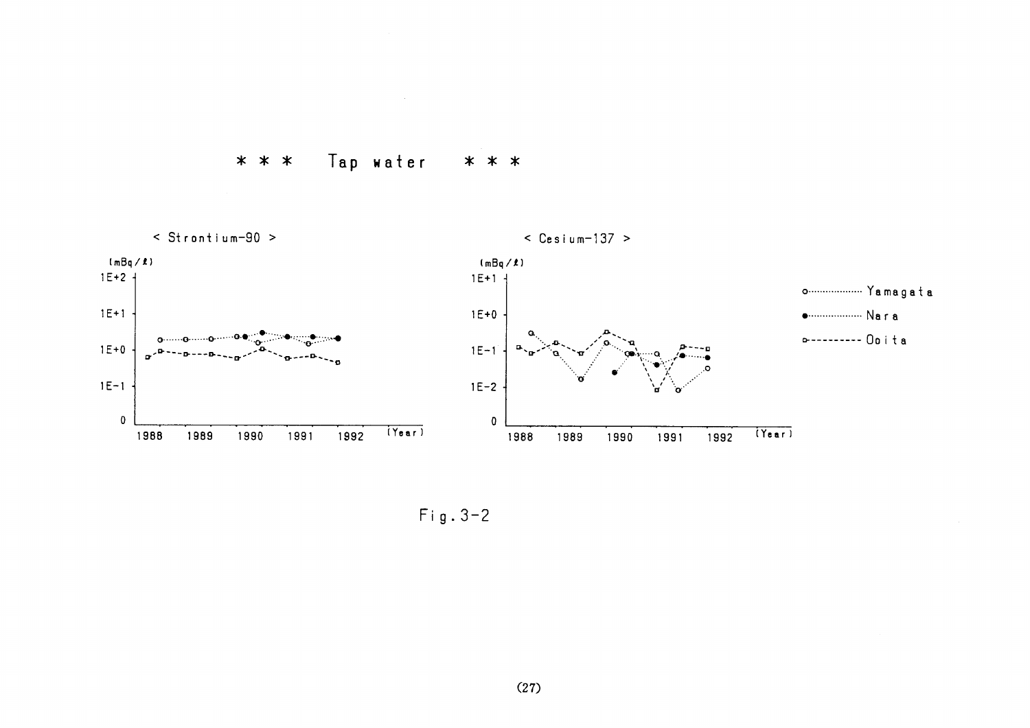# * * * Tap water * * *

< Strontium-90 >

(mBq/ℓ)

1E+2

1E+1

1E+0

1E-1

0

1988 1989 1990 1991 1992 (Year)

< Cesium-137 >

(mBq/ℓ)

1E+1

1E+0

1E-1

1E-2

0

1988 1989 1990 1991 1992 (Year)

○ ········· Yamagata

● ········· Nara

□ - - - - - Ooita

Fig.3-2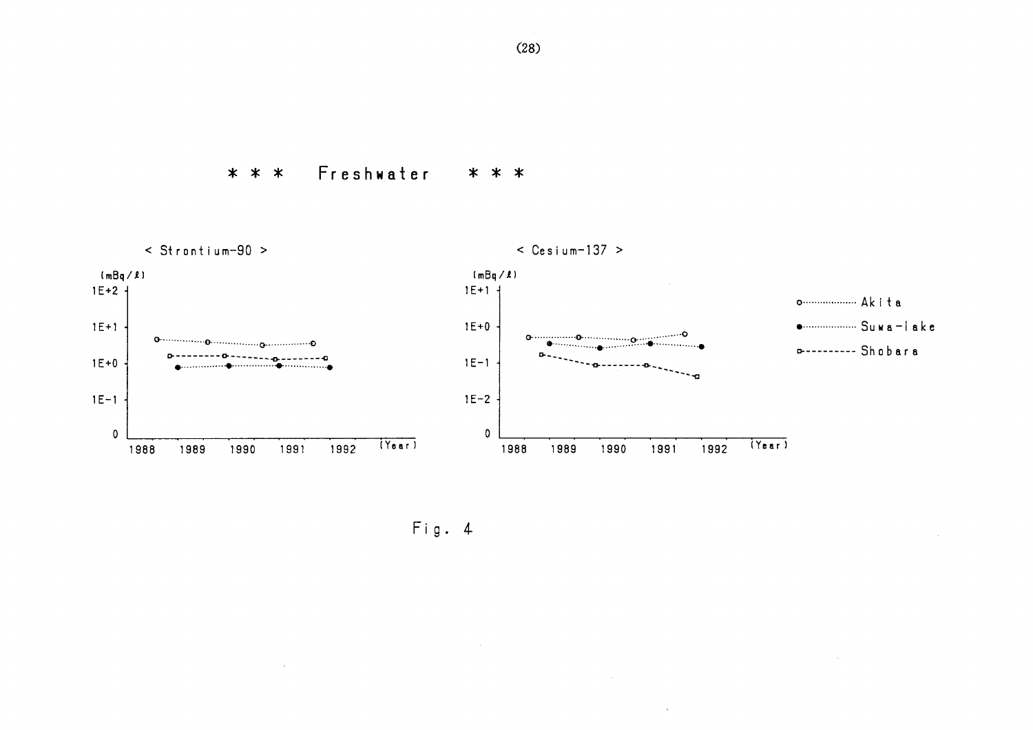\* \* \* Freshwater \* \* \*

< Strontium-90 >

(mBq/ℓ)

1E+2

1E+1

1E+0

1E-1

0

1988 1989 1990 1991 1992 (Year)

< Cesium-137 >

(mBq/ℓ)

1E+1

1E+0

1E-1

1E-2

0

1988 1989 1990 1991 1992 (Year)

○ Akita

● Suwa-lake

□ Shobara

Fig. 4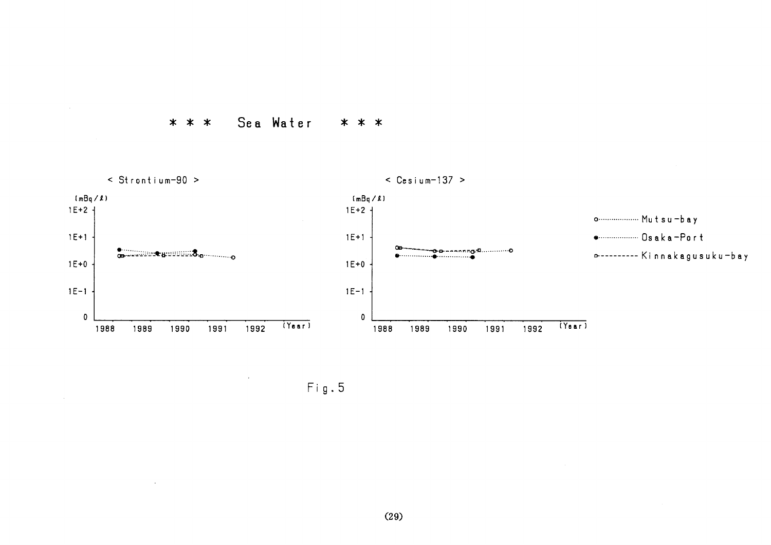# * * * Sea Water * * *

< Strontium-90 >

(mBq/ℓ)

< Cesium-137 >

(mBq/ℓ)

Mutsu-bay

Osaka-Port

Kinnakagusuku-bay

Fig.5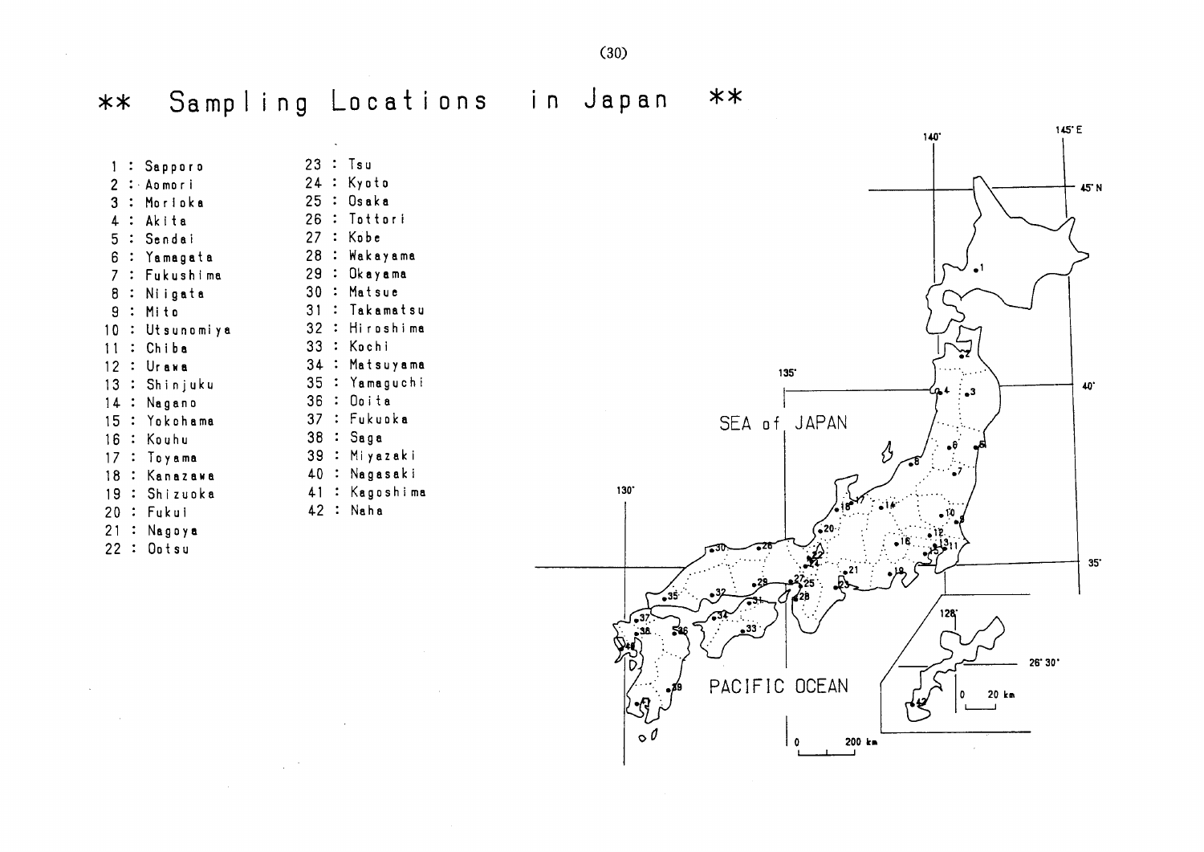# ** Sampling Locations in Japan **

1 : Sapporo
2 : Aomori
3 : Morioka
4 : Akita
5 : Sendai
6 : Yamagata
7 : Fukushima
8 : Niigata
9 : Mito
10 : Utsunomiya
11 : Chiba
12 : Urawa
13 : Shinjuku
14 : Nagano
15 : Yokohama
16 : Kouhu
17 : Toyama
18 : Kanazawa
19 : Shizuoka
20 : Fukui
21 : Nagoya
22 : Ootsu
23 : Tsu
24 : Kyoto
25 : Osaka
26 : Tottori
27 : Kobe
28 : Wakayama
29 : Okayama
30 : Matsue
31 : Takamatsu
32 : Hiroshima
33 : Kochi
34 : Matsuyama
35 : Yamaguchi
36 : Ooita
37 : Fukuoka
38 : Saga
39 : Miyazaki
40 : Nagasaki
41 : Kagoshima
42 : Naha

145°E
140°
45°N
135°
40°
SEA of JAPAN
130°
35°
128°
26°30'
0 20 km
PACIFIC OCEAN
0 200 km